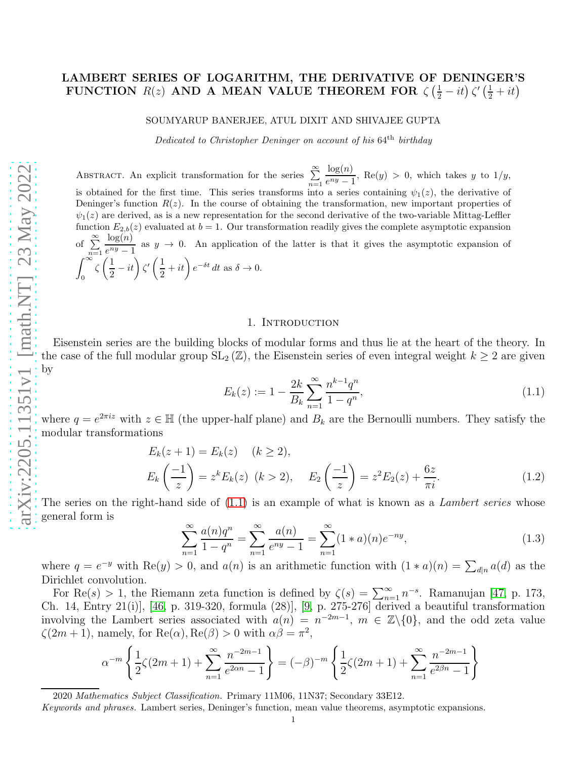# LAMBERT SERIES OF LOGARITHM, THE DERIVATIVE OF DENINGER'S FUNCTION $R(z)$ AND A MEAN VALUE THEOREM FOR $\zeta\left(\frac{1}{2}-it\right)\zeta'\left(\frac{1}{2}+it\right)$

SOUMYARUP BANERJEE, ATUL DIXIT AND SHIVAJEE GUPTA

*Dedicated to Christopher Deninger on account of his* $64^{\text{th}}$ *birthday*

Abstract. An explicit transformation for the series $\sum\limits_{n=1}^{\infty}\dfrac{\log(n)}{e^{ny}-1}$, $\mathrm{Re}(y)>0$, which takes $y$ to $1/y$, is obtained for the first time. This series transforms into a series containing $\psi_1(z)$, the derivative of Deninger's function $R(z)$. In the course of obtaining the transformation, new important properties of $\psi_1(z)$ are derived, as is a new representation for the second derivative of the two-variable Mittag-Leffler function $E_{2,b}(z)$ evaluated at $b=1$. Our transformation readily gives the complete asymptotic expansion of $\sum\limits_{n=1}^{\infty}\dfrac{\log(n)}{e^{ny}-1}$ as $y\to 0$. An application of the latter is that it gives the asymptotic expansion of $\displaystyle\int_0^{\infty}\zeta\left(\frac{1}{2}-it\right)\zeta'\left(\frac{1}{2}+it\right)e^{-\delta t}\,dt$ as $\delta\to 0$.

## 1. Introduction

Eisenstein series are the building blocks of modular forms and thus lie at the heart of the theory. In the case of the full modular group $\mathrm{SL}_2(\mathbb{Z})$, the Eisenstein series of even integral weight $k\geq 2$ are given by

$$E_k(z):=1-\frac{2k}{B_k}\sum_{n=1}^{\infty}\frac{n^{k-1}q^n}{1-q^n}, \tag{1.1}$$

where $q=e^{2\pi iz}$ with $z\in\mathbb{H}$ (the upper-half plane) and $B_k$ are the Bernoulli numbers. They satisfy the modular transformations

$$\begin{aligned} &E_k(z+1)=E_k(z)\quad (k\geq 2),\\ &E_k\left(\frac{-1}{z}\right)=z^kE_k(z)\ \ (k>2),\qquad E_2\left(\frac{-1}{z}\right)=z^2E_2(z)+\frac{6z}{\pi i}. \end{aligned} \tag{1.2}$$

The series on the right-hand side of (1.1) is an example of what is known as a *Lambert series* whose general form is

$$\sum_{n=1}^{\infty}\frac{a(n)q^n}{1-q^n}=\sum_{n=1}^{\infty}\frac{a(n)}{e^{ny}-1}=\sum_{n=1}^{\infty}(1*a)(n)e^{-ny}, \tag{1.3}$$

where $q=e^{-y}$ with $\mathrm{Re}(y)>0$, and $a(n)$ is an arithmetic function with $(1*a)(n)=\sum_{d|n}a(d)$ as the Dirichlet convolution.

For $\mathrm{Re}(s)>1$, the Riemann zeta function is defined by $\zeta(s)=\sum_{n=1}^{\infty}n^{-s}$. Ramanujan [47, p. 173, Ch. 14, Entry 21(i)], [46, p. 319-320, formula (28)], [9, p. 275-276] derived a beautiful transformation involving the Lambert series associated with $a(n)=n^{-2m-1}$, $m\in\mathbb{Z}\backslash\{0\}$, and the odd zeta value $\zeta(2m+1)$, namely, for $\mathrm{Re}(\alpha),\mathrm{Re}(\beta)>0$ with $\alpha\beta=\pi^2$,

$$\alpha^{-m}\left\{\frac{1}{2}\zeta(2m+1)+\sum_{n=1}^{\infty}\frac{n^{-2m-1}}{e^{2\alpha n}-1}\right\}=(-\beta)^{-m}\left\{\frac{1}{2}\zeta(2m+1)+\sum_{n=1}^{\infty}\frac{n^{-2m-1}}{e^{2\beta n}-1}\right\}$$

2020 *Mathematics Subject Classification.* Primary 11M06, 11N37; Secondary 33E12.

*Keywords and phrases.* Lambert series, Deninger's function, mean value theorems, asymptotic expansions.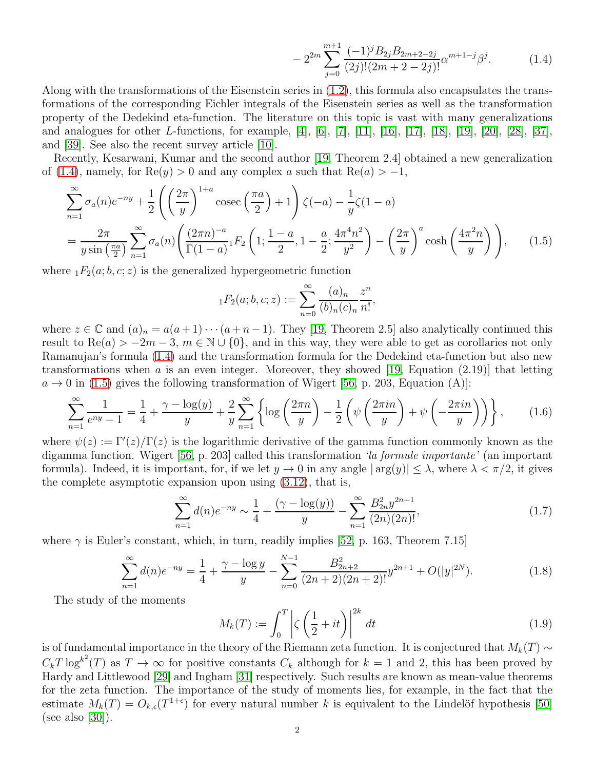$$
- 2^{2m} \sum_{j=0}^{m+1} \frac{(-1)^j B_{2j} B_{2m+2-2j}}{(2j)!(2m+2-2j)!} \alpha^{m+1-j} \beta^j. \tag{1.4}
$$

Along with the transformations of the Eisenstein series in (1.2), this formula also encapsulates the transformations of the corresponding Eichler integrals of the Eisenstein series as well as the transformation property of the Dedekind eta-function. The literature on this topic is vast with many generalizations and analogues for other $L$-functions, for example, [4], [6], [7], [11], [16], [17], [18], [19], [20], [28], [37], and [39]. See also the recent survey article [10].

Recently, Kesarwani, Kumar and the second author [19, Theorem 2.4] obtained a new generalization of (1.4), namely, for $\mathrm{Re}(y) > 0$ and any complex $a$ such that $\mathrm{Re}(a) > -1$,

$$
\sum_{n=1}^{\infty} \sigma_a(n) e^{-ny} + \frac{1}{2}\left(\left(\frac{2\pi}{y}\right)^{1+a} \operatorname{cosec}\left(\frac{\pi a}{2}\right) + 1\right)\zeta(-a) - \frac{1}{y}\zeta(1-a)
$$
$$
= \frac{2\pi}{y \sin\left(\frac{\pi a}{2}\right)} \sum_{n=1}^{\infty} \sigma_a(n) \left( \frac{(2\pi n)^{-a}}{\Gamma(1-a)} {}_1F_2\left(1; \frac{1-a}{2}, 1-\frac{a}{2}; \frac{4\pi^4 n^2}{y^2}\right) - \left(\frac{2\pi}{y}\right)^a \cosh\left(\frac{4\pi^2 n}{y}\right)\right), \tag{1.5}
$$

where ${}_1F_2(a; b, c; z)$ is the generalized hypergeometric function

$$
{}_1F_2(a; b, c; z) := \sum_{n=0}^{\infty} \frac{(a)_n}{(b)_n (c)_n} \frac{z^n}{n!},
$$

where $z \in \mathbb{C}$ and $(a)_n = a(a+1)\cdots(a+n-1)$. They [19, Theorem 2.5] also analytically continued this result to $\mathrm{Re}(a) > -2m-3$, $m \in \mathbb{N} \cup \{0\}$, and in this way, they were able to get as corollaries not only Ramanujan's formula (1.4) and the transformation formula for the Dedekind eta-function but also new transformations when $a$ is an even integer. Moreover, they showed [19, Equation (2.19)] that letting $a \to 0$ in (1.5) gives the following transformation of Wigert [56, p. 203, Equation (A)]:

$$
\sum_{n=1}^{\infty} \frac{1}{e^{ny}-1} = \frac{1}{4} + \frac{\gamma - \log(y)}{y} + \frac{2}{y} \sum_{n=1}^{\infty} \left\{ \log\left(\frac{2\pi n}{y}\right) - \frac{1}{2}\left(\psi\left(\frac{2\pi i n}{y}\right) + \psi\left(-\frac{2\pi i n}{y}\right)\right)\right\}, \tag{1.6}
$$

where $\psi(z) := \Gamma'(z)/\Gamma(z)$ is the logarithmic derivative of the gamma function commonly known as the digamma function. Wigert [56, p. 203] called this transformation *'la formule importante'* (an important formula). Indeed, it is important, for, if we let $y \to 0$ in any angle $|\arg(y)| \leq \lambda$, where $\lambda < \pi/2$, it gives the complete asymptotic expansion upon using (3.12), that is,

$$
\sum_{n=1}^{\infty} d(n) e^{-ny} \sim \frac{1}{4} + \frac{(\gamma - \log(y))}{y} - \sum_{n=1}^{\infty} \frac{B_{2n}^2 y^{2n-1}}{(2n)(2n)!}, \tag{1.7}
$$

where $\gamma$ is Euler's constant, which, in turn, readily implies [52, p. 163, Theorem 7.15]

$$
\sum_{n=1}^{\infty} d(n) e^{-ny} = \frac{1}{4} + \frac{\gamma - \log y}{y} - \sum_{n=0}^{N-1} \frac{B_{2n+2}^2}{(2n+2)(2n+2)!} y^{2n+1} + O(|y|^{2N}). \tag{1.8}
$$

The study of the moments

$$
M_k(T) := \int_0^T \left|\zeta\left(\frac{1}{2} + it\right)\right|^{2k} dt \tag{1.9}
$$

is of fundamental importance in the theory of the Riemann zeta function. It is conjectured that $M_k(T) \sim C_k T \log^{k^2}(T)$ as $T \to \infty$ for positive constants $C_k$ although for $k = 1$ and 2, this has been proved by Hardy and Littlewood [29] and Ingham [31] respectively. Such results are known as mean-value theorems for the zeta function. The importance of the study of moments lies, for example, in the fact that the estimate $M_k(T) = O_{k,\epsilon}(T^{1+\epsilon})$ for every natural number $k$ is equivalent to the Lindelöf hypothesis [50] (see also [30]).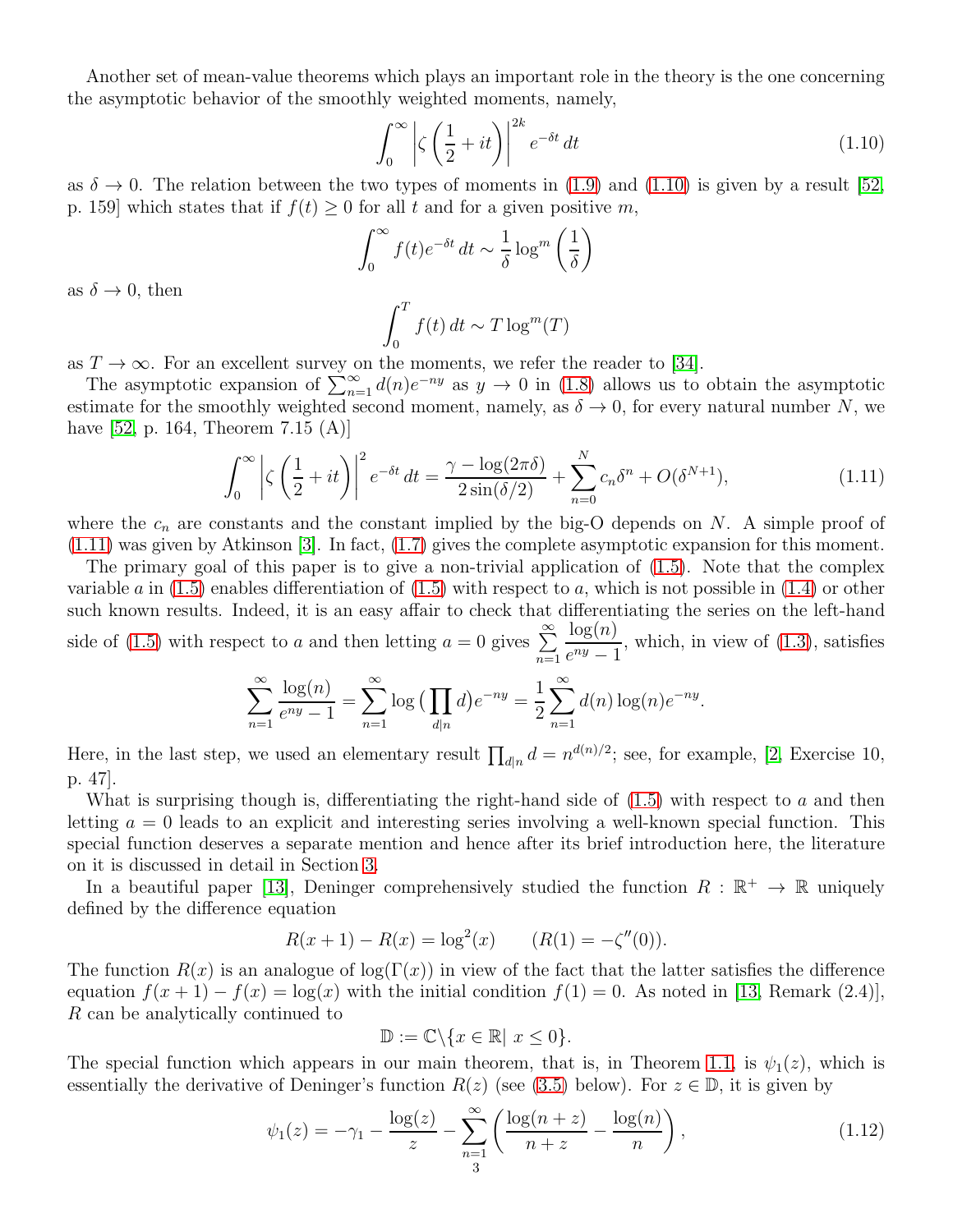Another set of mean-value theorems which plays an important role in the theory is the one concerning the asymptotic behavior of the smoothly weighted moments, namely,

$$\int_0^\infty \left|\zeta\left(\frac{1}{2}+it\right)\right|^{2k} e^{-\delta t}\,dt \tag{1.10}$$

as $\delta \to 0$. The relation between the two types of moments in (1.9) and (1.10) is given by a result [52, p. 159] which states that if $f(t) \geq 0$ for all $t$ and for a given positive $m$,

$$\int_0^\infty f(t)e^{-\delta t}\,dt \sim \frac{1}{\delta}\log^m\left(\frac{1}{\delta}\right)$$

as $\delta \to 0$, then

$$\int_0^T f(t)\,dt \sim T\log^m(T)$$

as $T \to \infty$. For an excellent survey on the moments, we refer the reader to [34].

The asymptotic expansion of $\sum_{n=1}^\infty d(n)e^{-ny}$ as $y \to 0$ in (1.8) allows us to obtain the asymptotic estimate for the smoothly weighted second moment, namely, as $\delta \to 0$, for every natural number $N$, we have [52, p. 164, Theorem 7.15 (A)]

$$\int_0^\infty \left|\zeta\left(\frac{1}{2}+it\right)\right|^{2} e^{-\delta t}\,dt = \frac{\gamma - \log(2\pi\delta)}{2\sin(\delta/2)} + \sum_{n=0}^N c_n\delta^n + O(\delta^{N+1}), \tag{1.11}$$

where the $c_n$ are constants and the constant implied by the big-O depends on $N$. A simple proof of (1.11) was given by Atkinson [3]. In fact, (1.7) gives the complete asymptotic expansion for this moment.

The primary goal of this paper is to give a non-trivial application of (1.5). Note that the complex variable $a$ in (1.5) enables differentiation of (1.5) with respect to $a$, which is not possible in (1.4) or other such known results. Indeed, it is an easy affair to check that differentiating the series on the left-hand side of (1.5) with respect to $a$ and then letting $a = 0$ gives $\sum_{n=1}^\infty \frac{\log(n)}{e^{ny}-1}$, which, in view of (1.3), satisfies

$$\sum_{n=1}^\infty \frac{\log(n)}{e^{ny}-1} = \sum_{n=1}^\infty \log\big(\prod_{d|n} d\big)e^{-ny} = \frac{1}{2}\sum_{n=1}^\infty d(n)\log(n)e^{-ny}.$$

Here, in the last step, we used an elementary result $\prod_{d|n} d = n^{d(n)/2}$; see, for example, [2, Exercise 10, p. 47].

What is surprising though is, differentiating the right-hand side of (1.5) with respect to $a$ and then letting $a = 0$ leads to an explicit and interesting series involving a well-known special function. This special function deserves a separate mention and hence after its brief introduction here, the literature on it is discussed in detail in Section 3.

In a beautiful paper [13], Deninger comprehensively studied the function $R : \mathbb{R}^+ \to \mathbb{R}$ uniquely defined by the difference equation

$$R(x+1) - R(x) = \log^2(x) \qquad (R(1) = -\zeta''(0)).$$

The function $R(x)$ is an analogue of $\log(\Gamma(x))$ in view of the fact that the latter satisfies the difference equation $f(x+1) - f(x) = \log(x)$ with the initial condition $f(1) = 0$. As noted in [13, Remark (2.4)], $R$ can be analytically continued to

$$\mathbb{D} := \mathbb{C}\backslash\{x \in \mathbb{R}|\ x \leq 0\}.$$

The special function which appears in our main theorem, that is, in Theorem 1.1, is $\psi_1(z)$, which is essentially the derivative of Deninger's function $R(z)$ (see (3.5) below). For $z \in \mathbb{D}$, it is given by

$$\psi_1(z) = -\gamma_1 - \frac{\log(z)}{z} - \sum_{n=1}^\infty\left(\frac{\log(n+z)}{n+z} - \frac{\log(n)}{n}\right), \tag{1.12}$$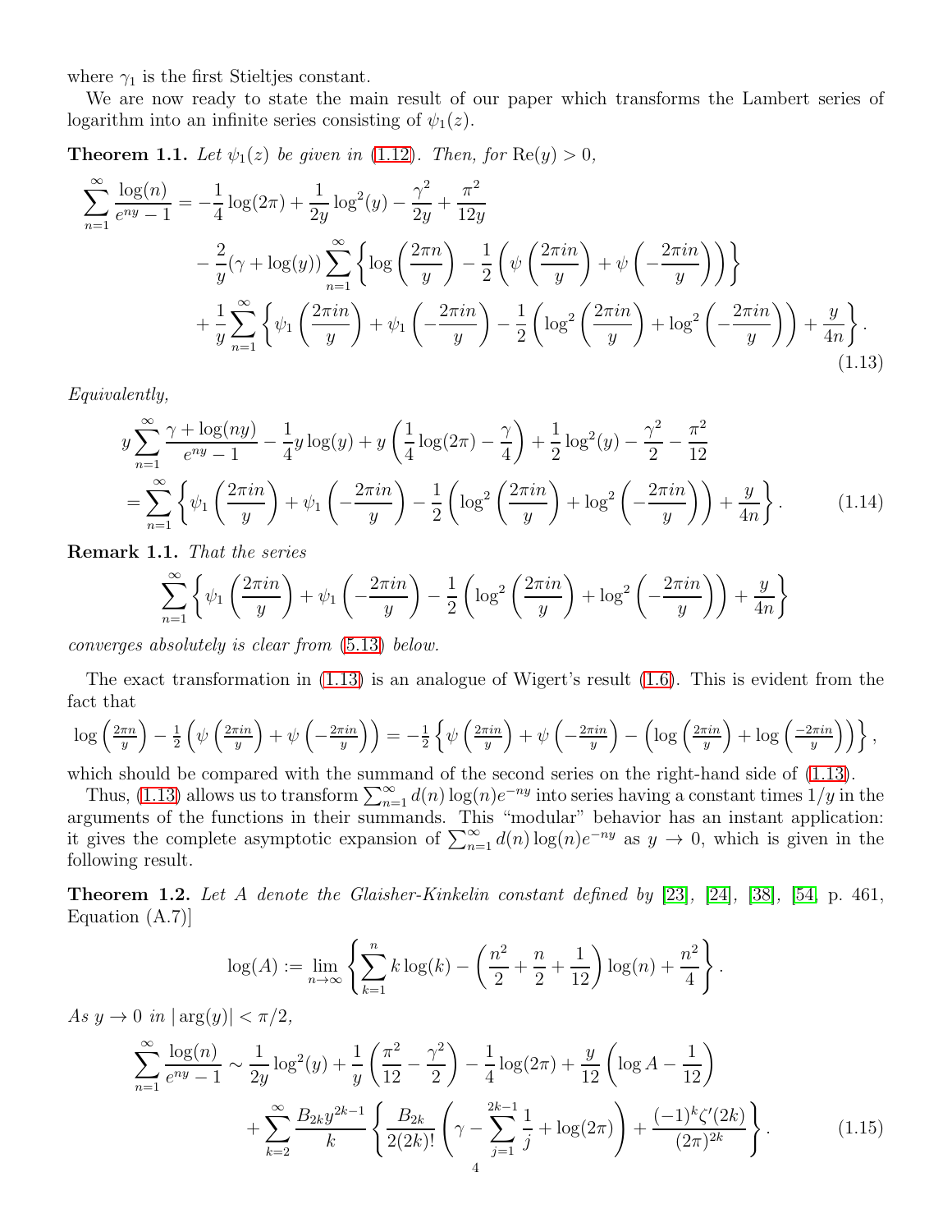where $\gamma_1$ is the first Stieltjes constant.

We are now ready to state the main result of our paper which transforms the Lambert series of logarithm into an infinite series consisting of $\psi_1(z)$.

**Theorem 1.1.** *Let $\psi_1(z)$ be given in (1.12). Then, for $\mathrm{Re}(y) > 0$,*

$$\sum_{n=1}^{\infty} \frac{\log(n)}{e^{ny}-1} = -\frac{1}{4}\log(2\pi) + \frac{1}{2y}\log^2(y) - \frac{\gamma^2}{2y} + \frac{\pi^2}{12y}$$
$$- \frac{2}{y}(\gamma + \log(y)) \sum_{n=1}^{\infty} \left\{ \log\left(\frac{2\pi n}{y}\right) - \frac{1}{2}\left(\psi\left(\frac{2\pi i n}{y}\right) + \psi\left(-\frac{2\pi i n}{y}\right)\right)\right\}$$
$$+ \frac{1}{y}\sum_{n=1}^{\infty}\left\{\psi_1\left(\frac{2\pi i n}{y}\right) + \psi_1\left(-\frac{2\pi i n}{y}\right) - \frac{1}{2}\left(\log^2\left(\frac{2\pi i n}{y}\right) + \log^2\left(-\frac{2\pi i n}{y}\right)\right) + \frac{y}{4n}\right\}. \tag{1.13}$$

*Equivalently,*

$$y\sum_{n=1}^{\infty}\frac{\gamma + \log(ny)}{e^{ny}-1} - \frac{1}{4}y\log(y) + y\left(\frac{1}{4}\log(2\pi) - \frac{\gamma}{4}\right) + \frac{1}{2}\log^2(y) - \frac{\gamma^2}{2} - \frac{\pi^2}{12}$$
$$= \sum_{n=1}^{\infty}\left\{\psi_1\left(\frac{2\pi i n}{y}\right) + \psi_1\left(-\frac{2\pi i n}{y}\right) - \frac{1}{2}\left(\log^2\left(\frac{2\pi i n}{y}\right) + \log^2\left(-\frac{2\pi i n}{y}\right)\right) + \frac{y}{4n}\right\}. \tag{1.14}$$

**Remark 1.1.** *That the series*

$$\sum_{n=1}^{\infty}\left\{\psi_1\left(\frac{2\pi i n}{y}\right) + \psi_1\left(-\frac{2\pi i n}{y}\right) - \frac{1}{2}\left(\log^2\left(\frac{2\pi i n}{y}\right) + \log^2\left(-\frac{2\pi i n}{y}\right)\right) + \frac{y}{4n}\right\}$$

*converges absolutely is clear from (5.13) below.*

The exact transformation in (1.13) is an analogue of Wigert's result (1.6). This is evident from the fact that

$$\log\left(\tfrac{2\pi n}{y}\right) - \tfrac{1}{2}\left(\psi\left(\tfrac{2\pi i n}{y}\right) + \psi\left(-\tfrac{2\pi i n}{y}\right)\right) = -\tfrac{1}{2}\left\{\psi\left(\tfrac{2\pi i n}{y}\right) + \psi\left(-\tfrac{2\pi i n}{y}\right) - \left(\log\left(\tfrac{2\pi i n}{y}\right) + \log\left(\tfrac{-2\pi i n}{y}\right)\right)\right\},$$

which should be compared with the summand of the second series on the right-hand side of (1.13).

Thus, (1.13) allows us to transform $\sum_{n=1}^{\infty} d(n)\log(n)e^{-ny}$ into series having a constant times $1/y$ in the arguments of the functions in their summands. This "modular" behavior has an instant application: it gives the complete asymptotic expansion of $\sum_{n=1}^{\infty} d(n)\log(n)e^{-ny}$ as $y \to 0$, which is given in the following result.

**Theorem 1.2.** *Let $A$ denote the Glaisher-Kinkelin constant defined by [23], [24], [38], [54, p. 461, Equation (A.7)]*

$$\log(A) := \lim_{n\to\infty}\left\{\sum_{k=1}^{n} k\log(k) - \left(\frac{n^2}{2} + \frac{n}{2} + \frac{1}{12}\right)\log(n) + \frac{n^2}{4}\right\}.$$

*As $y \to 0$ in $|\arg(y)| < \pi/2$,*

$$\sum_{n=1}^{\infty}\frac{\log(n)}{e^{ny}-1} \sim \frac{1}{2y}\log^2(y) + \frac{1}{y}\left(\frac{\pi^2}{12} - \frac{\gamma^2}{2}\right) - \frac{1}{4}\log(2\pi) + \frac{y}{12}\left(\log A - \frac{1}{12}\right)$$
$$+ \sum_{k=2}^{\infty}\frac{B_{2k}y^{2k-1}}{k}\left\{\frac{B_{2k}}{2(2k)!}\left(\gamma - \sum_{j=1}^{2k-1}\frac{1}{j} + \log(2\pi)\right) + \frac{(-1)^k\zeta'(2k)}{(2\pi)^{2k}}\right\}. \tag{1.15}$$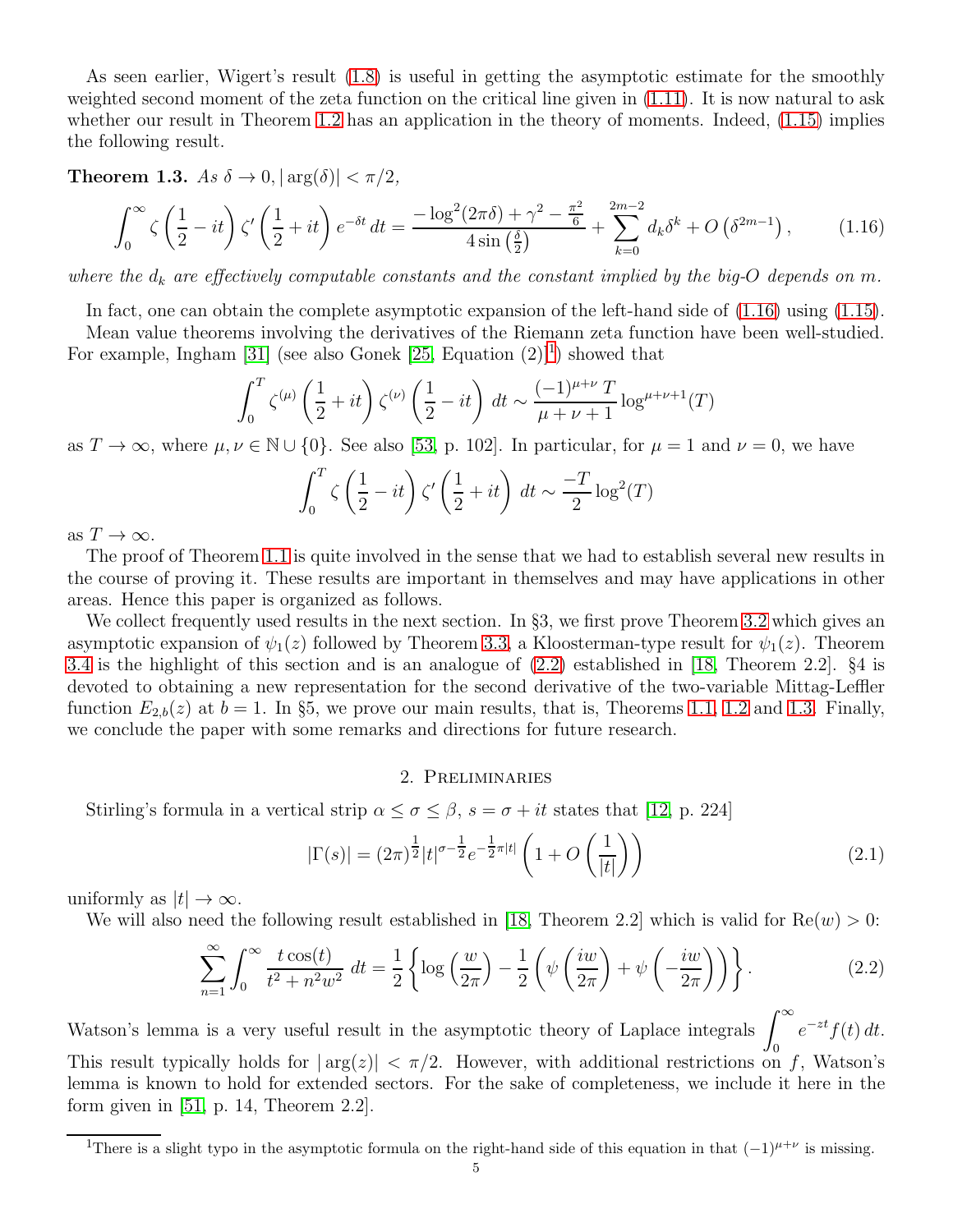As seen earlier, Wigert's result (1.8) is useful in getting the asymptotic estimate for the smoothly weighted second moment of the zeta function on the critical line given in (1.11). It is now natural to ask whether our result in Theorem 1.2 has an application in the theory of moments. Indeed, (1.15) implies the following result.

**Theorem 1.3.** *As $\delta \to 0, |\arg(\delta)| < \pi/2$,*

$$\int_0^\infty \zeta\left(\frac{1}{2}-it\right)\zeta'\left(\frac{1}{2}+it\right)e^{-\delta t}\,dt = \frac{-\log^2(2\pi\delta)+\gamma^2-\frac{\pi^2}{6}}{4\sin\left(\frac{\delta}{2}\right)} + \sum_{k=0}^{2m-2} d_k\delta^k + O\left(\delta^{2m-1}\right), \tag{1.16}$$

*where the $d_k$ are effectively computable constants and the constant implied by the big-O depends on $m$.*

In fact, one can obtain the complete asymptotic expansion of the left-hand side of (1.16) using (1.15).

Mean value theorems involving the derivatives of the Riemann zeta function have been well-studied. For example, Ingham [31] (see also Gonek [25, Equation (2)][1]) showed that

$$\int_0^T \zeta^{(\mu)}\left(\frac{1}{2}+it\right)\zeta^{(\nu)}\left(\frac{1}{2}-it\right)\,dt \sim \frac{(-1)^{\mu+\nu}\,T}{\mu+\nu+1}\log^{\mu+\nu+1}(T)$$

as $T \to \infty$, where $\mu, \nu \in \mathbb{N}\cup\{0\}$. See also [53, p. 102]. In particular, for $\mu = 1$ and $\nu = 0$, we have

$$\int_0^T \zeta\left(\frac{1}{2}-it\right)\zeta'\left(\frac{1}{2}+it\right)\,dt \sim \frac{-T}{2}\log^2(T)$$

as $T \to \infty$.

The proof of Theorem 1.1 is quite involved in the sense that we had to establish several new results in the course of proving it. These results are important in themselves and may have applications in other areas. Hence this paper is organized as follows.

We collect frequently used results in the next section. In §3, we first prove Theorem 3.2 which gives an asymptotic expansion of $\psi_1(z)$ followed by Theorem 3.3, a Kloosterman-type result for $\psi_1(z)$. Theorem 3.4 is the highlight of this section and is an analogue of (2.2) established in [18, Theorem 2.2]. §4 is devoted to obtaining a new representation for the second derivative of the two-variable Mittag-Leffler function $E_{2,b}(z)$ at $b = 1$. In §5, we prove our main results, that is, Theorems 1.1, 1.2 and 1.3. Finally, we conclude the paper with some remarks and directions for future research.

## 2. Preliminaries

Stirling's formula in a vertical strip $\alpha \le \sigma \le \beta$, $s = \sigma + it$ states that [12, p. 224]

$$|\Gamma(s)| = (2\pi)^{\frac{1}{2}}|t|^{\sigma-\frac{1}{2}}e^{-\frac{1}{2}\pi|t|}\left(1+O\left(\frac{1}{|t|}\right)\right) \tag{2.1}$$

uniformly as $|t| \to \infty$.

We will also need the following result established in [18, Theorem 2.2] which is valid for $\mathrm{Re}(w) > 0$:

$$\sum_{n=1}^\infty \int_0^\infty \frac{t\cos(t)}{t^2+n^2w^2}\,dt = \frac{1}{2}\left\{\log\left(\frac{w}{2\pi}\right) - \frac{1}{2}\left(\psi\left(\frac{iw}{2\pi}\right)+\psi\left(-\frac{iw}{2\pi}\right)\right)\right\}. \tag{2.2}$$

Watson's lemma is a very useful result in the asymptotic theory of Laplace integrals $\displaystyle\int_0^\infty e^{-zt}f(t)\,dt$. This result typically holds for $|\arg(z)| < \pi/2$. However, with additional restrictions on $f$, Watson's lemma is known to hold for extended sectors. For the sake of completeness, we include it here in the form given in [51, p. 14, Theorem 2.2].

[1] There is a slight typo in the asymptotic formula on the right-hand side of this equation in that $(-1)^{\mu+\nu}$ is missing.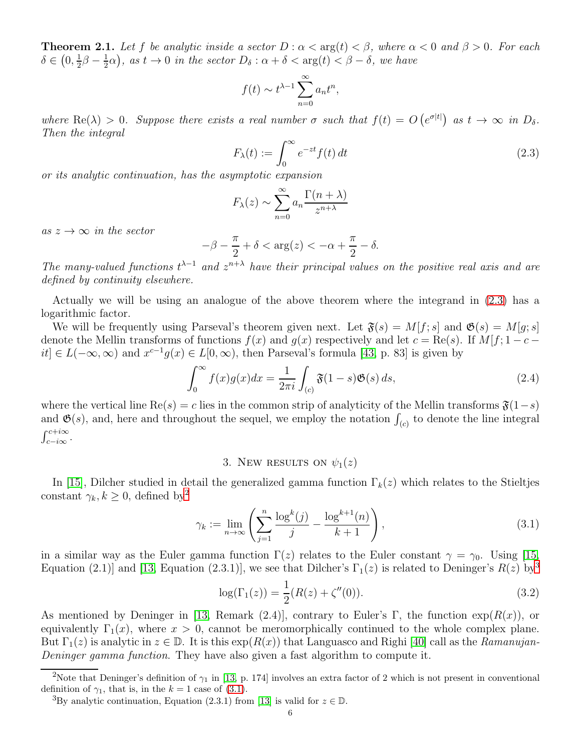**Theorem 2.1.** *Let $f$ be analytic inside a sector $D : \alpha < \arg(t) < \beta$, where $\alpha < 0$ and $\beta > 0$. For each $\delta \in \left(0, \frac{1}{2}\beta - \frac{1}{2}\alpha\right)$, as $t \to 0$ in the sector $D_\delta : \alpha + \delta < \arg(t) < \beta - \delta$, we have*

$$f(t) \sim t^{\lambda-1} \sum_{n=0}^{\infty} a_n t^n,$$

*where $\mathrm{Re}(\lambda) > 0$. Suppose there exists a real number $\sigma$ such that $f(t) = O\left(e^{\sigma|t|}\right)$ as $t \to \infty$ in $D_\delta$. Then the integral*

$$F_\lambda(t) := \int_0^\infty e^{-zt} f(t)\, dt \tag{2.3}$$

*or its analytic continuation, has the asymptotic expansion*

$$F_\lambda(z) \sim \sum_{n=0}^{\infty} a_n \frac{\Gamma(n+\lambda)}{z^{n+\lambda}}$$

*as $z \to \infty$ in the sector*

$$-\beta - \frac{\pi}{2} + \delta < \arg(z) < -\alpha + \frac{\pi}{2} - \delta.$$

*The many-valued functions $t^{\lambda-1}$ and $z^{n+\lambda}$ have their principal values on the positive real axis and are defined by continuity elsewhere.*

Actually we will be using an analogue of the above theorem where the integrand in (2.3) has a logarithmic factor.

We will be frequently using Parseval's theorem given next. Let $\mathfrak{F}(s) = M[f; s]$ and $\mathfrak{G}(s) = M[g; s]$ denote the Mellin transforms of functions $f(x)$ and $g(x)$ respectively and let $c = \mathrm{Re}(s)$. If $M[f; 1-c-it] \in L(-\infty, \infty)$ and $x^{c-1}g(x) \in L[0, \infty)$, then Parseval's formula [43, p. 83] is given by

$$\int_0^\infty f(x)g(x)dx = \frac{1}{2\pi i}\int_{(c)} \mathfrak{F}(1-s)\mathfrak{G}(s)\, ds, \tag{2.4}$$

where the vertical line $\mathrm{Re}(s) = c$ lies in the common strip of analyticity of the Mellin transforms $\mathfrak{F}(1-s)$ and $\mathfrak{G}(s)$, and, here and throughout the sequel, we employ the notation $\int_{(c)}$ to denote the line integral $\int_{c-i\infty}^{c+i\infty}$.

## 3. New results on $\psi_1(z)$

In [15], Dilcher studied in detail the generalized gamma function $\Gamma_k(z)$ which relates to the Stieltjes constant $\gamma_k, k \geq 0$, defined by[2]

$$\gamma_k := \lim_{n\to\infty}\left(\sum_{j=1}^{n} \frac{\log^k(j)}{j} - \frac{\log^{k+1}(n)}{k+1}\right), \tag{3.1}$$

in a similar way as the Euler gamma function $\Gamma(z)$ relates to the Euler constant $\gamma = \gamma_0$. Using [15, Equation (2.1)] and [13, Equation (2.3.1)], we see that Dilcher's $\Gamma_1(z)$ is related to Deninger's $R(z)$ by[3]

$$\log(\Gamma_1(z)) = \frac{1}{2}(R(z) + \zeta''(0)). \tag{3.2}$$

As mentioned by Deninger in [13, Remark (2.4)], contrary to Euler's $\Gamma$, the function $\exp(R(x))$, or equivalently $\Gamma_1(x)$, where $x > 0$, cannot be meromorphically continued to the whole complex plane. But $\Gamma_1(z)$ is analytic in $z \in \mathbb{D}$. It is this $\exp(R(x))$ that Languasco and Righi [40] call as the *Ramanujan-Deninger gamma function*. They have also given a fast algorithm to compute it.

---

[2] Note that Deninger's definition of $\gamma_1$ in [13, p. 174] involves an extra factor of 2 which is not present in conventional definition of $\gamma_1$, that is, in the $k = 1$ case of (3.1).

[3] By analytic continuation, Equation (2.3.1) from [13] is valid for $z \in \mathbb{D}$.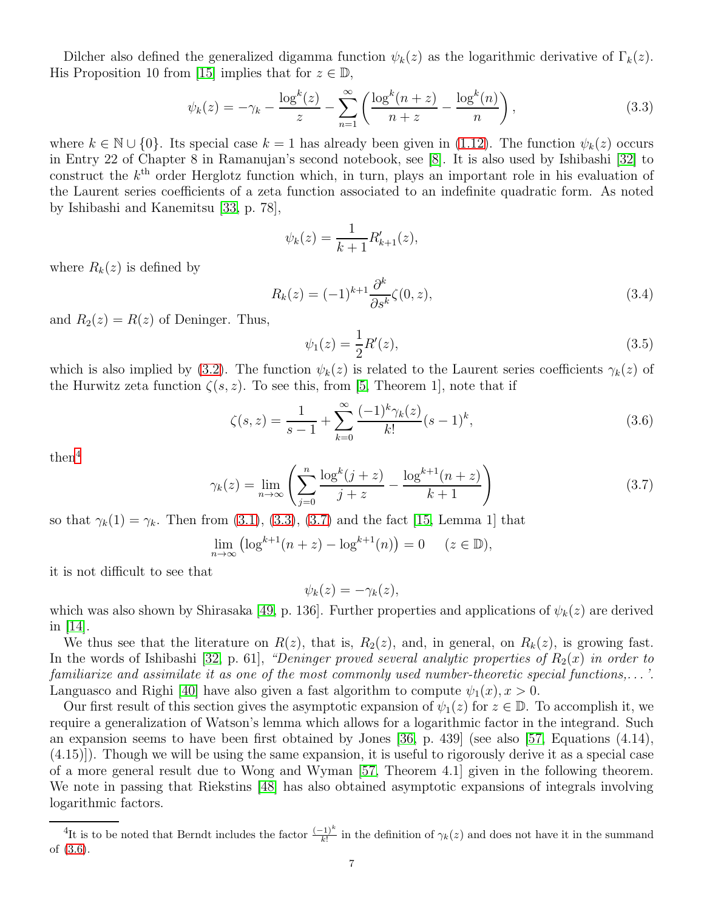Dilcher also defined the generalized digamma function $\psi_k(z)$ as the logarithmic derivative of $\Gamma_k(z)$. His Proposition 10 from [15] implies that for $z \in \mathbb{D}$,

$$\psi_k(z) = -\gamma_k - \frac{\log^k(z)}{z} - \sum_{n=1}^{\infty}\left(\frac{\log^k(n+z)}{n+z} - \frac{\log^k(n)}{n}\right), \tag{3.3}$$

where $k \in \mathbb{N} \cup \{0\}$. Its special case $k = 1$ has already been given in (1.12). The function $\psi_k(z)$ occurs in Entry 22 of Chapter 8 in Ramanujan's second notebook, see [8]. It is also used by Ishibashi [32] to construct the $k^{\text{th}}$ order Herglotz function which, in turn, plays an important role in his evaluation of the Laurent series coefficients of a zeta function associated to an indefinite quadratic form. As noted by Ishibashi and Kanemitsu [33, p. 78],

$$\psi_k(z) = \frac{1}{k+1}R'_{k+1}(z),$$

where $R_k(z)$ is defined by

$$R_k(z) = (-1)^{k+1}\frac{\partial^k}{\partial s^k}\zeta(0,z), \tag{3.4}$$

and $R_2(z) = R(z)$ of Deninger. Thus,

$$\psi_1(z) = \frac{1}{2}R'(z), \tag{3.5}$$

which is also implied by (3.2). The function $\psi_k(z)$ is related to the Laurent series coefficients $\gamma_k(z)$ of the Hurwitz zeta function $\zeta(s,z)$. To see this, from [5, Theorem 1], note that if

$$\zeta(s,z) = \frac{1}{s-1} + \sum_{k=0}^{\infty}\frac{(-1)^k\gamma_k(z)}{k!}(s-1)^k, \tag{3.6}$$

then[4]

$$\gamma_k(z) = \lim_{n\to\infty}\left(\sum_{j=0}^{n}\frac{\log^k(j+z)}{j+z} - \frac{\log^{k+1}(n+z)}{k+1}\right) \tag{3.7}$$

so that $\gamma_k(1) = \gamma_k$. Then from (3.1), (3.3), (3.7) and the fact [15, Lemma 1] that

$$\lim_{n\to\infty}\left(\log^{k+1}(n+z) - \log^{k+1}(n)\right) = 0 \quad (z \in \mathbb{D}),$$

it is not difficult to see that

$$\psi_k(z) = -\gamma_k(z),$$

which was also shown by Shirasaka [49, p. 136]. Further properties and applications of $\psi_k(z)$ are derived in [14].

We thus see that the literature on $R(z)$, that is, $R_2(z)$, and, in general, on $R_k(z)$, is growing fast. In the words of Ishibashi [32, p. 61], *"Deninger proved several analytic properties of $R_2(x)$ in order to familiarize and assimilate it as one of the most commonly used number-theoretic special functions,...'*. Languasco and Righi [40] have also given a fast algorithm to compute $\psi_1(x), x > 0$.

Our first result of this section gives the asymptotic expansion of $\psi_1(z)$ for $z \in \mathbb{D}$. To accomplish it, we require a generalization of Watson's lemma which allows for a logarithmic factor in the integrand. Such an expansion seems to have been first obtained by Jones [36, p. 439] (see also [57, Equations (4.14), (4.15)]). Though we will be using the same expansion, it is useful to rigorously derive it as a special case of a more general result due to Wong and Wyman [57, Theorem 4.1] given in the following theorem. We note in passing that Riekstins [48] has also obtained asymptotic expansions of integrals involving logarithmic factors.

---

[4] It is to be noted that Berndt includes the factor $\frac{(-1)^k}{k!}$ in the definition of $\gamma_k(z)$ and does not have it in the summand of (3.6).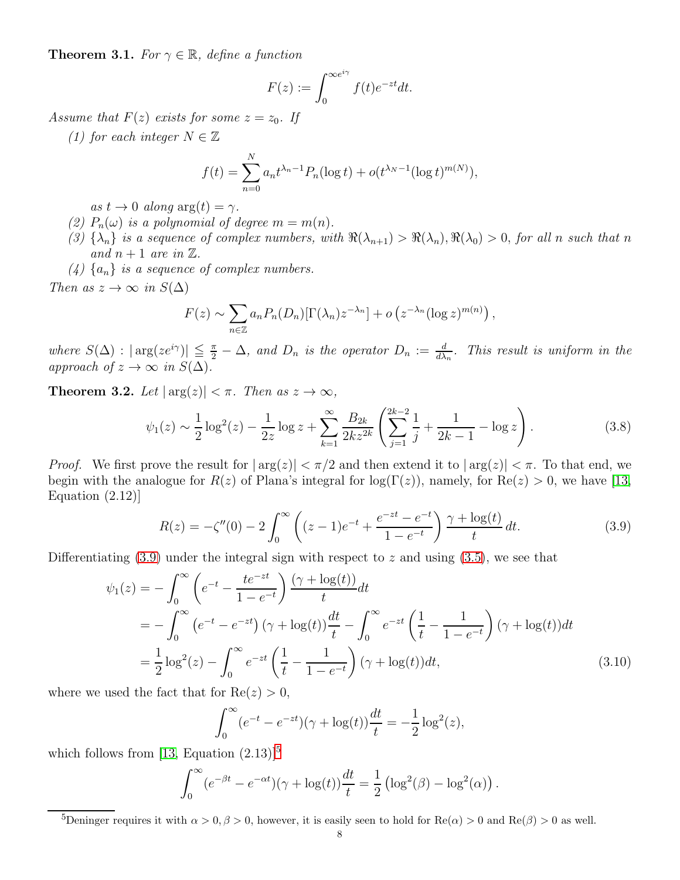**Theorem 3.1.** *For $\gamma \in \mathbb{R}$, define a function*

$$F(z) := \int_0^{\infty e^{i\gamma}} f(t) e^{-zt} dt.$$

*Assume that $F(z)$ exists for some $z = z_0$. If*

*(1) for each integer $N \in \mathbb{Z}$*

$$f(t) = \sum_{n=0}^{N} a_n t^{\lambda_n - 1} P_n(\log t) + o(t^{\lambda_N - 1}(\log t)^{m(N)}),$$

*as $t \to 0$ along $\arg(t) = \gamma$.*

*(2) $P_n(\omega)$ is a polynomial of degree $m = m(n)$.*

*(3) $\{\lambda_n\}$ is a sequence of complex numbers, with $\Re(\lambda_{n+1}) > \Re(\lambda_n), \Re(\lambda_0) > 0$, for all $n$ such that $n$ and $n+1$ are in $\mathbb{Z}$.*

*(4) $\{a_n\}$ is a sequence of complex numbers.*

*Then as $z \to \infty$ in $S(\Delta)$*

$$F(z) \sim \sum_{n \in \mathbb{Z}} a_n P_n(D_n)[\Gamma(\lambda_n) z^{-\lambda_n}] + o\left(z^{-\lambda_n} (\log z)^{m(n)}\right),$$

*where $S(\Delta) : |\arg(ze^{i\gamma})| \leqq \frac{\pi}{2} - \Delta$, and $D_n$ is the operator $D_n := \frac{d}{d\lambda_n}$. This result is uniform in the approach of $z \to \infty$ in $S(\Delta)$.*

**Theorem 3.2.** *Let $|\arg(z)| < \pi$. Then as $z \to \infty$,*

$$\psi_1(z) \sim \frac{1}{2}\log^2(z) - \frac{1}{2z}\log z + \sum_{k=1}^{\infty} \frac{B_{2k}}{2kz^{2k}} \left( \sum_{j=1}^{2k-2} \frac{1}{j} + \frac{1}{2k-1} - \log z \right). \tag{3.8}$$

*Proof.* We first prove the result for $|\arg(z)| < \pi/2$ and then extend it to $|\arg(z)| < \pi$. To that end, we begin with the analogue for $R(z)$ of Plana's integral for $\log(\Gamma(z))$, namely, for $\text{Re}(z) > 0$, we have [13, Equation (2.12)]

$$R(z) = -\zeta''(0) - 2\int_0^{\infty} \left( (z-1)e^{-t} + \frac{e^{-zt} - e^{-t}}{1 - e^{-t}} \right) \frac{\gamma + \log(t)}{t}\, dt. \tag{3.9}$$

Differentiating (3.9) under the integral sign with respect to $z$ and using (3.5), we see that

$$\begin{aligned}
\psi_1(z) &= -\int_0^{\infty} \left( e^{-t} - \frac{te^{-zt}}{1 - e^{-t}} \right) \frac{(\gamma + \log(t))}{t} dt \\
&= -\int_0^{\infty} \left( e^{-t} - e^{-zt} \right) (\gamma + \log(t)) \frac{dt}{t} - \int_0^{\infty} e^{-zt} \left( \frac{1}{t} - \frac{1}{1 - e^{-t}} \right) (\gamma + \log(t)) dt \\
&= \frac{1}{2}\log^2(z) - \int_0^{\infty} e^{-zt} \left( \frac{1}{t} - \frac{1}{1 - e^{-t}} \right) (\gamma + \log(t)) dt,
\end{aligned} \tag{3.10}$$

where we used the fact that for $\text{Re}(z) > 0$,

$$\int_0^{\infty} (e^{-t} - e^{-zt})(\gamma + \log(t)) \frac{dt}{t} = -\frac{1}{2}\log^2(z),$$

which follows from [13, Equation (2.13)][5]

$$\int_0^{\infty} (e^{-\beta t} - e^{-\alpha t})(\gamma + \log(t)) \frac{dt}{t} = \frac{1}{2}\left( \log^2(\beta) - \log^2(\alpha) \right).$$

[5] Deninger requires it with $\alpha > 0, \beta > 0$, however, it is easily seen to hold for $\text{Re}(\alpha) > 0$ and $\text{Re}(\beta) > 0$ as well.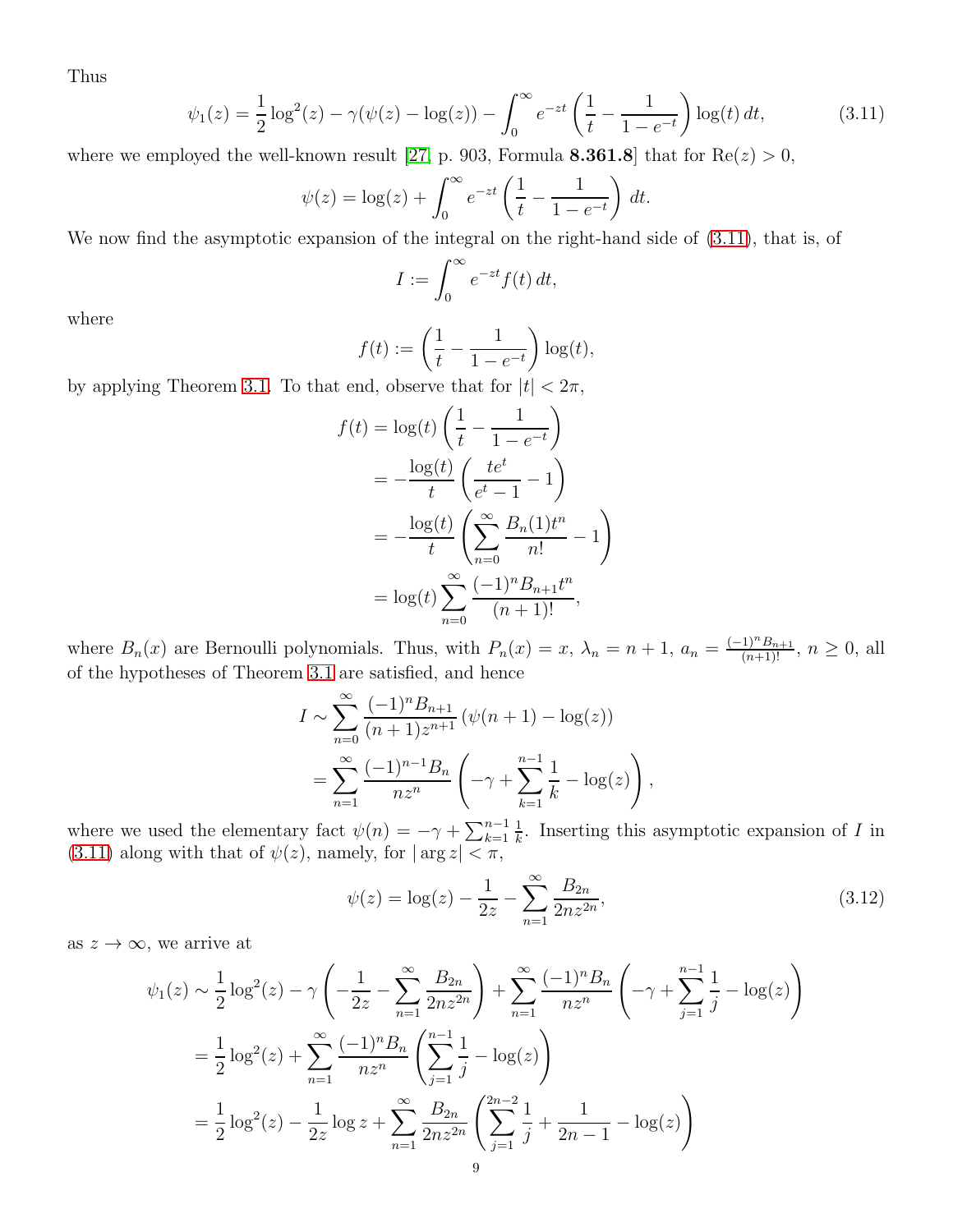Thus

$$\psi_1(z) = \frac{1}{2}\log^2(z) - \gamma(\psi(z) - \log(z)) - \int_0^\infty e^{-zt}\left(\frac{1}{t} - \frac{1}{1-e^{-t}}\right)\log(t)\,dt, \tag{3.11}$$

where we employed the well-known result [27, p. 903, Formula **8.361.8**] that for $\mathrm{Re}(z) > 0$,

$$\psi(z) = \log(z) + \int_0^\infty e^{-zt}\left(\frac{1}{t} - \frac{1}{1-e^{-t}}\right)\,dt.$$

We now find the asymptotic expansion of the integral on the right-hand side of (3.11), that is, of

$$I := \int_0^\infty e^{-zt} f(t)\,dt,$$

where

$$f(t) := \left(\frac{1}{t} - \frac{1}{1-e^{-t}}\right)\log(t),$$

by applying Theorem 3.1. To that end, observe that for $|t| < 2\pi$,

$$\begin{aligned}
f(t) &= \log(t)\left(\frac{1}{t} - \frac{1}{1-e^{-t}}\right) \\
&= -\frac{\log(t)}{t}\left(\frac{te^t}{e^t - 1} - 1\right) \\
&= -\frac{\log(t)}{t}\left(\sum_{n=0}^\infty \frac{B_n(1)t^n}{n!} - 1\right) \\
&= \log(t)\sum_{n=0}^\infty \frac{(-1)^n B_{n+1} t^n}{(n+1)!},
\end{aligned}$$

where $B_n(x)$ are Bernoulli polynomials. Thus, with $P_n(x) = x$, $\lambda_n = n+1$, $a_n = \frac{(-1)^n B_{n+1}}{(n+1)!}$, $n \geq 0$, all of the hypotheses of Theorem 3.1 are satisfied, and hence

$$\begin{aligned}
I &\sim \sum_{n=0}^\infty \frac{(-1)^n B_{n+1}}{(n+1)z^{n+1}}\left(\psi(n+1) - \log(z)\right) \\
&= \sum_{n=1}^\infty \frac{(-1)^{n-1} B_n}{nz^n}\left(-\gamma + \sum_{k=1}^{n-1}\frac{1}{k} - \log(z)\right),
\end{aligned}$$

where we used the elementary fact $\psi(n) = -\gamma + \sum_{k=1}^{n-1}\frac{1}{k}$. Inserting this asymptotic expansion of $I$ in (3.11) along with that of $\psi(z)$, namely, for $|\arg z| < \pi$,

$$\psi(z) = \log(z) - \frac{1}{2z} - \sum_{n=1}^\infty \frac{B_{2n}}{2nz^{2n}}, \tag{3.12}$$

as $z \to \infty$, we arrive at

$$\begin{aligned}
\psi_1(z) &\sim \frac{1}{2}\log^2(z) - \gamma\left(-\frac{1}{2z} - \sum_{n=1}^\infty \frac{B_{2n}}{2nz^{2n}}\right) + \sum_{n=1}^\infty \frac{(-1)^n B_n}{nz^n}\left(-\gamma + \sum_{j=1}^{n-1}\frac{1}{j} - \log(z)\right) \\
&= \frac{1}{2}\log^2(z) + \sum_{n=1}^\infty \frac{(-1)^n B_n}{nz^n}\left(\sum_{j=1}^{n-1}\frac{1}{j} - \log(z)\right) \\
&= \frac{1}{2}\log^2(z) - \frac{1}{2z}\log z + \sum_{n=1}^\infty \frac{B_{2n}}{2nz^{2n}}\left(\sum_{j=1}^{2n-2}\frac{1}{j} + \frac{1}{2n-1} - \log(z)\right)
\end{aligned}$$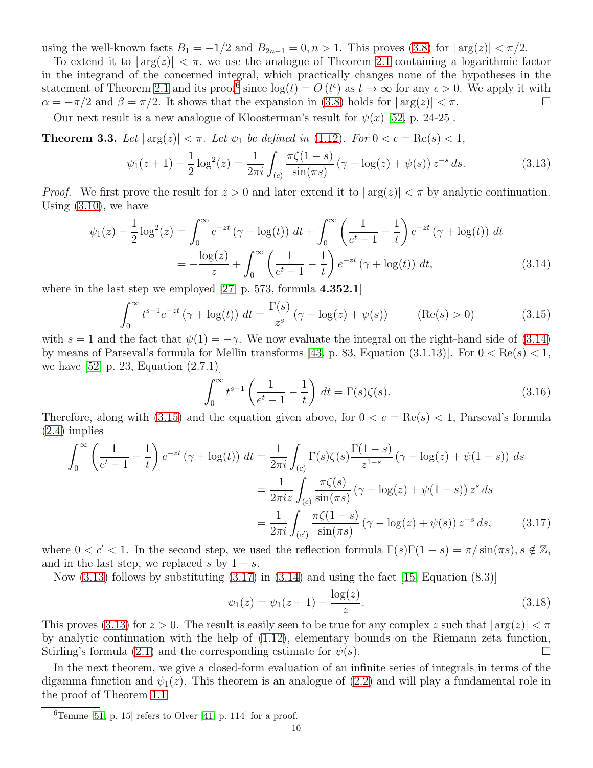using the well-known facts $B_1 = -1/2$ and $B_{2n-1} = 0, n > 1$. This proves (3.8) for $|\arg(z)| < \pi/2$.

To extend it to $|\arg(z)| < \pi$, we use the analogue of Theorem 2.1 containing a logarithmic factor in the integrand of the concerned integral, which practically changes none of the hypotheses in the statement of Theorem 2.1 and its proof[6] since $\log(t) = O(t^{\epsilon})$ as $t \to \infty$ for any $\epsilon > 0$. We apply it with $\alpha = -\pi/2$ and $\beta = \pi/2$. It shows that the expansion in (3.8) holds for $|\arg(z)| < \pi$. ☐

Our next result is a new analogue of Kloosterman's result for $\psi(x)$ [52, p. 24-25].

**Theorem 3.3.** *Let $|\arg(z)| < \pi$. Let $\psi_1$ be defined in (1.12). For $0 < c = \mathrm{Re}(s) < 1$,*

$$\psi_1(z+1) - \frac{1}{2}\log^2(z) = \frac{1}{2\pi i}\int_{(c)} \frac{\pi\zeta(1-s)}{\sin(\pi s)}\left(\gamma - \log(z) + \psi(s)\right) z^{-s}\, ds. \tag{3.13}$$

*Proof.* We first prove the result for $z > 0$ and later extend it to $|\arg(z)| < \pi$ by analytic continuation. Using (3.10), we have

$$\begin{aligned}
\psi_1(z) - \frac{1}{2}\log^2(z) &= \int_0^\infty e^{-zt}\left(\gamma + \log(t)\right)\, dt + \int_0^\infty \left(\frac{1}{e^t - 1} - \frac{1}{t}\right) e^{-zt}\left(\gamma + \log(t)\right)\, dt \\
&= -\frac{\log(z)}{z} + \int_0^\infty \left(\frac{1}{e^t - 1} - \frac{1}{t}\right) e^{-zt}\left(\gamma + \log(t)\right)\, dt,
\end{aligned} \tag{3.14}$$

where in the last step we employed [27, p. 573, formula **4.352.1**]

$$\int_0^\infty t^{s-1} e^{-zt}\left(\gamma + \log(t)\right)\, dt = \frac{\Gamma(s)}{z^s}\left(\gamma - \log(z) + \psi(s)\right) \qquad (\mathrm{Re}(s) > 0) \tag{3.15}$$

with $s = 1$ and the fact that $\psi(1) = -\gamma$. We now evaluate the integral on the right-hand side of (3.14) by means of Parseval's formula for Mellin transforms [43, p. 83, Equation (3.1.13)]. For $0 < \mathrm{Re}(s) < 1$, we have [52, p. 23, Equation (2.7.1)]

$$\int_0^\infty t^{s-1}\left(\frac{1}{e^t - 1} - \frac{1}{t}\right)\, dt = \Gamma(s)\zeta(s). \tag{3.16}$$

Therefore, along with (3.15) and the equation given above, for $0 < c = \mathrm{Re}(s) < 1$, Parseval's formula (2.4) implies

$$\begin{aligned}
\int_0^\infty \left(\frac{1}{e^t - 1} - \frac{1}{t}\right) e^{-zt}\left(\gamma + \log(t)\right)\, dt &= \frac{1}{2\pi i}\int_{(c)} \Gamma(s)\zeta(s)\frac{\Gamma(1-s)}{z^{1-s}}\left(\gamma - \log(z) + \psi(1-s)\right)\, ds \\
&= \frac{1}{2\pi i z}\int_{(c)} \frac{\pi\zeta(s)}{\sin(\pi s)}\left(\gamma - \log(z) + \psi(1-s)\right) z^s\, ds \\
&= \frac{1}{2\pi i}\int_{(c')} \frac{\pi\zeta(1-s)}{\sin(\pi s)}\left(\gamma - \log(z) + \psi(s)\right) z^{-s}\, ds,
\end{aligned} \tag{3.17}$$

where $0 < c' < 1$. In the second step, we used the reflection formula $\Gamma(s)\Gamma(1-s) = \pi/\sin(\pi s), s \notin \mathbb{Z}$, and in the last step, we replaced $s$ by $1-s$.

Now (3.13) follows by substituting (3.17) in (3.14) and using the fact [15, Equation (8.3)]

$$\psi_1(z) = \psi_1(z+1) - \frac{\log(z)}{z}. \tag{3.18}$$

This proves (3.13) for $z > 0$. The result is easily seen to be true for any complex $z$ such that $|\arg(z)| < \pi$ by analytic continuation with the help of (1.12), elementary bounds on the Riemann zeta function, Stirling's formula (2.1) and the corresponding estimate for $\psi(s)$. ☐

In the next theorem, we give a closed-form evaluation of an infinite series of integrals in terms of the digamma function and $\psi_1(z)$. This theorem is an analogue of (2.2) and will play a fundamental role in the proof of Theorem 1.1.

[6] Temme [51, p. 15] refers to Olver [41, p. 114] for a proof.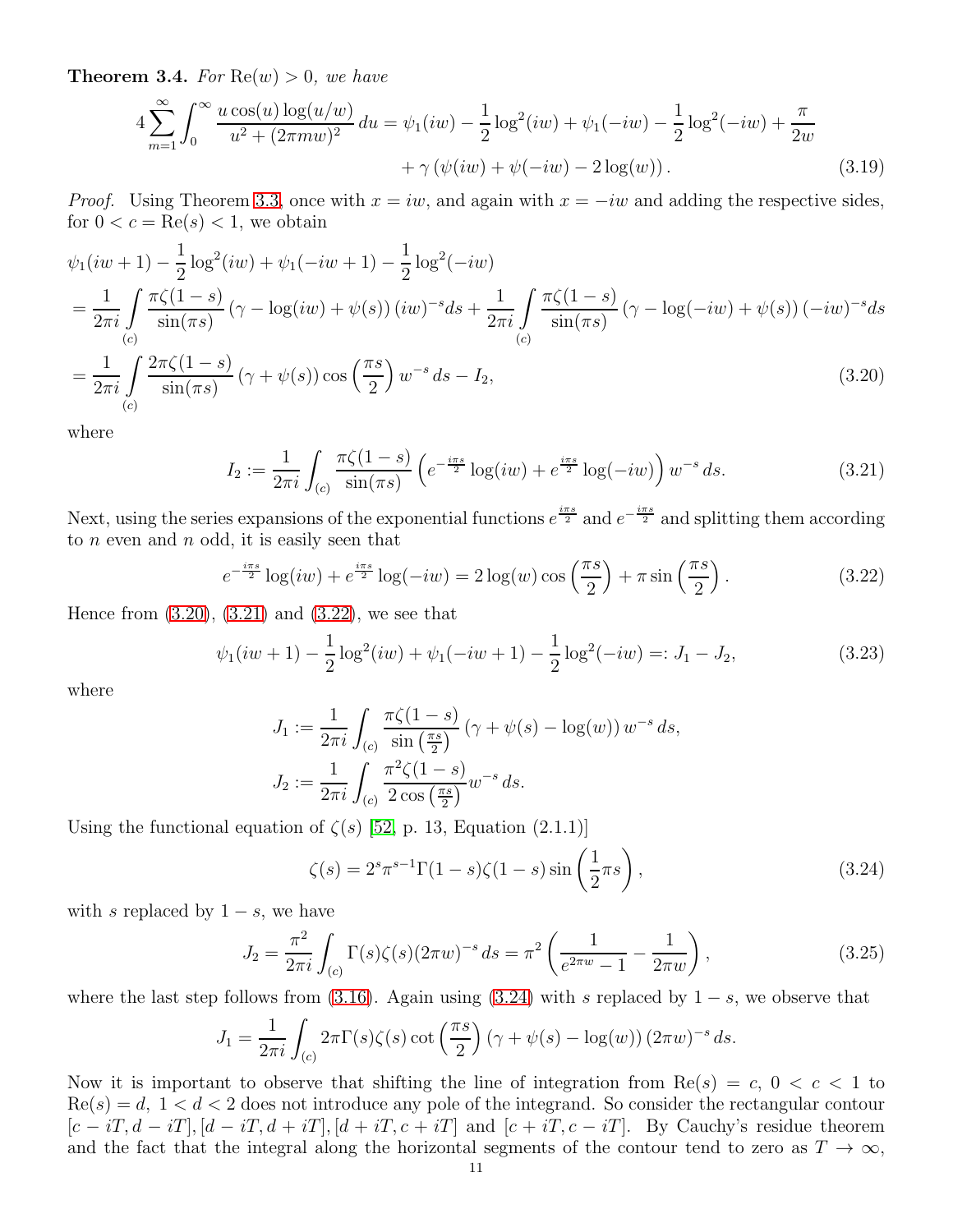**Theorem 3.4.** *For* $\mathrm{Re}(w) > 0$*, we have*

$$4\sum_{m=1}^{\infty}\int_0^{\infty}\frac{u\cos(u)\log(u/w)}{u^2+(2\pi m w)^2}\,du = \psi_1(iw) - \frac{1}{2}\log^2(iw) + \psi_1(-iw) - \frac{1}{2}\log^2(-iw) + \frac{\pi}{2w} + \gamma\left(\psi(iw)+\psi(-iw)-2\log(w)\right). \tag{3.19}$$

*Proof.* Using Theorem 3.3, once with $x = iw$, and again with $x = -iw$ and adding the respective sides, for $0 < c = \mathrm{Re}(s) < 1$, we obtain

$$\begin{aligned}
&\psi_1(iw+1) - \frac{1}{2}\log^2(iw) + \psi_1(-iw+1) - \frac{1}{2}\log^2(-iw)\\
&= \frac{1}{2\pi i}\int_{(c)}\frac{\pi\zeta(1-s)}{\sin(\pi s)}\left(\gamma - \log(iw) + \psi(s)\right)(iw)^{-s}ds + \frac{1}{2\pi i}\int_{(c)}\frac{\pi\zeta(1-s)}{\sin(\pi s)}\left(\gamma - \log(-iw) + \psi(s)\right)(-iw)^{-s}ds\\
&= \frac{1}{2\pi i}\int_{(c)}\frac{2\pi\zeta(1-s)}{\sin(\pi s)}\left(\gamma + \psi(s)\right)\cos\left(\frac{\pi s}{2}\right)w^{-s}\,ds - I_2,
\end{aligned} \tag{3.20}$$

where

$$I_2 := \frac{1}{2\pi i}\int_{(c)}\frac{\pi\zeta(1-s)}{\sin(\pi s)}\left(e^{-\frac{i\pi s}{2}}\log(iw) + e^{\frac{i\pi s}{2}}\log(-iw)\right)w^{-s}\,ds. \tag{3.21}$$

Next, using the series expansions of the exponential functions $e^{\frac{i\pi s}{2}}$ and $e^{-\frac{i\pi s}{2}}$ and splitting them according to $n$ even and $n$ odd, it is easily seen that

$$e^{-\frac{i\pi s}{2}}\log(iw) + e^{\frac{i\pi s}{2}}\log(-iw) = 2\log(w)\cos\left(\frac{\pi s}{2}\right) + \pi\sin\left(\frac{\pi s}{2}\right). \tag{3.22}$$

Hence from (3.20), (3.21) and (3.22), we see that

$$\psi_1(iw+1) - \frac{1}{2}\log^2(iw) + \psi_1(-iw+1) - \frac{1}{2}\log^2(-iw) =: J_1 - J_2, \tag{3.23}$$

where

$$\begin{aligned}
J_1 &:= \frac{1}{2\pi i}\int_{(c)}\frac{\pi\zeta(1-s)}{\sin\left(\frac{\pi s}{2}\right)}\left(\gamma + \psi(s) - \log(w)\right)w^{-s}\,ds,\\
J_2 &:= \frac{1}{2\pi i}\int_{(c)}\frac{\pi^2\zeta(1-s)}{2\cos\left(\frac{\pi s}{2}\right)}w^{-s}\,ds.
\end{aligned}$$

Using the functional equation of $\zeta(s)$ [52, p. 13, Equation (2.1.1)]

$$\zeta(s) = 2^s\pi^{s-1}\Gamma(1-s)\zeta(1-s)\sin\left(\frac{1}{2}\pi s\right), \tag{3.24}$$

with $s$ replaced by $1-s$, we have

$$J_2 = \frac{\pi^2}{2\pi i}\int_{(c)}\Gamma(s)\zeta(s)(2\pi w)^{-s}\,ds = \pi^2\left(\frac{1}{e^{2\pi w}-1} - \frac{1}{2\pi w}\right), \tag{3.25}$$

where the last step follows from (3.16). Again using (3.24) with $s$ replaced by $1-s$, we observe that

$$J_1 = \frac{1}{2\pi i}\int_{(c)}2\pi\Gamma(s)\zeta(s)\cot\left(\frac{\pi s}{2}\right)\left(\gamma + \psi(s) - \log(w)\right)(2\pi w)^{-s}\,ds.$$

Now it is important to observe that shifting the line of integration from $\mathrm{Re}(s) = c$, $0 < c < 1$ to $\mathrm{Re}(s) = d$, $1 < d < 2$ does not introduce any pole of the integrand. So consider the rectangular contour $[c - iT, d - iT], [d - iT, d + iT], [d + iT, c + iT]$ and $[c + iT, c - iT]$. By Cauchy's residue theorem and the fact that the integral along the horizontal segments of the contour tend to zero as $T \to \infty$,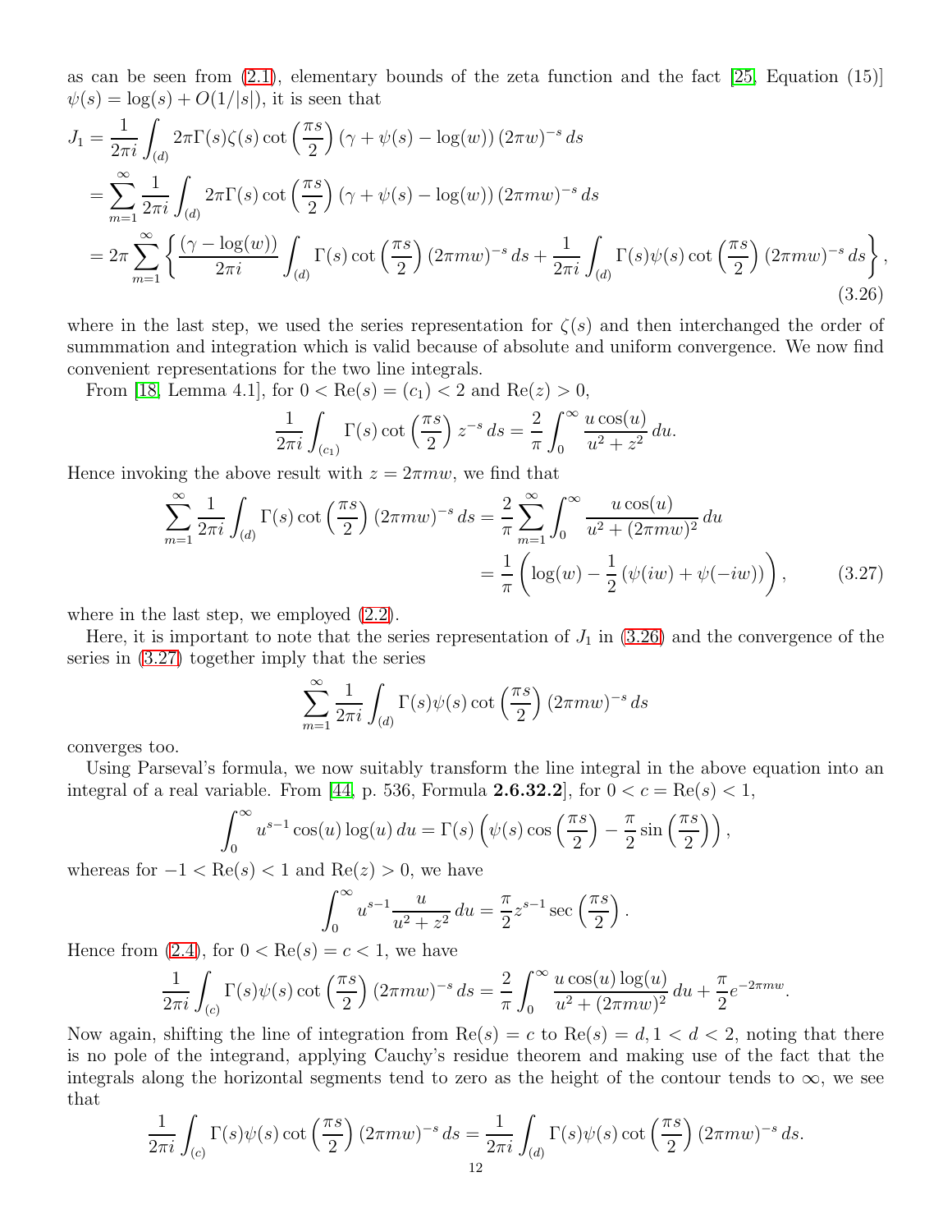as can be seen from (2.1), elementary bounds of the zeta function and the fact [25, Equation (15)] $\psi(s) = \log(s) + O(1/|s|)$, it is seen that

$$
\begin{aligned}
J_1 &= \frac{1}{2\pi i}\int_{(d)} 2\pi\Gamma(s)\zeta(s)\cot\left(\frac{\pi s}{2}\right)\left(\gamma + \psi(s) - \log(w)\right)(2\pi w)^{-s}\,ds \\
&= \sum_{m=1}^{\infty}\frac{1}{2\pi i}\int_{(d)} 2\pi\Gamma(s)\cot\left(\frac{\pi s}{2}\right)\left(\gamma + \psi(s) - \log(w)\right)(2\pi m w)^{-s}\,ds \\
&= 2\pi\sum_{m=1}^{\infty}\left\{\frac{(\gamma - \log(w))}{2\pi i}\int_{(d)}\Gamma(s)\cot\left(\frac{\pi s}{2}\right)(2\pi m w)^{-s}\,ds + \frac{1}{2\pi i}\int_{(d)}\Gamma(s)\psi(s)\cot\left(\frac{\pi s}{2}\right)(2\pi m w)^{-s}\,ds\right\},
\end{aligned}
\tag{3.26}
$$

where in the last step, we used the series representation for $\zeta(s)$ and then interchanged the order of summmation and integration which is valid because of absolute and uniform convergence. We now find convenient representations for the two line integrals.

From [18, Lemma 4.1], for $0 < \mathrm{Re}(s) = (c_1) < 2$ and $\mathrm{Re}(z) > 0$,

$$
\frac{1}{2\pi i}\int_{(c_1)}\Gamma(s)\cot\left(\frac{\pi s}{2}\right)z^{-s}\,ds = \frac{2}{\pi}\int_0^{\infty}\frac{u\cos(u)}{u^2 + z^2}\,du.
$$

Hence invoking the above result with $z = 2\pi m w$, we find that

$$
\begin{aligned}
\sum_{m=1}^{\infty}\frac{1}{2\pi i}\int_{(d)}\Gamma(s)\cot\left(\frac{\pi s}{2}\right)(2\pi m w)^{-s}\,ds &= \frac{2}{\pi}\sum_{m=1}^{\infty}\int_0^{\infty}\frac{u\cos(u)}{u^2 + (2\pi m w)^2}\,du \\
&= \frac{1}{\pi}\left(\log(w) - \frac{1}{2}\left(\psi(iw) + \psi(-iw)\right)\right),
\end{aligned}
\tag{3.27}
$$

where in the last step, we employed (2.2).

Here, it is important to note that the series representation of $J_1$ in (3.26) and the convergence of the series in (3.27) together imply that the series

$$
\sum_{m=1}^{\infty}\frac{1}{2\pi i}\int_{(d)}\Gamma(s)\psi(s)\cot\left(\frac{\pi s}{2}\right)(2\pi m w)^{-s}\,ds
$$

converges too.

Using Parseval's formula, we now suitably transform the line integral in the above equation into an integral of a real variable. From [44, p. 536, Formula **2.6.32.2**], for $0 < c = \mathrm{Re}(s) < 1$,

$$
\int_0^{\infty}u^{s-1}\cos(u)\log(u)\,du = \Gamma(s)\left(\psi(s)\cos\left(\frac{\pi s}{2}\right) - \frac{\pi}{2}\sin\left(\frac{\pi s}{2}\right)\right),
$$

whereas for $-1 < \mathrm{Re}(s) < 1$ and $\mathrm{Re}(z) > 0$, we have

$$
\int_0^{\infty}u^{s-1}\frac{u}{u^2 + z^2}\,du = \frac{\pi}{2}z^{s-1}\sec\left(\frac{\pi s}{2}\right).
$$

Hence from (2.4), for $0 < \mathrm{Re}(s) = c < 1$, we have

$$
\frac{1}{2\pi i}\int_{(c)}\Gamma(s)\psi(s)\cot\left(\frac{\pi s}{2}\right)(2\pi m w)^{-s}\,ds = \frac{2}{\pi}\int_0^{\infty}\frac{u\cos(u)\log(u)}{u^2 + (2\pi m w)^2}\,du + \frac{\pi}{2}e^{-2\pi m w}.
$$

Now again, shifting the line of integration from $\mathrm{Re}(s) = c$ to $\mathrm{Re}(s) = d, 1 < d < 2$, noting that there is no pole of the integrand, applying Cauchy's residue theorem and making use of the fact that the integrals along the horizontal segments tend to zero as the height of the contour tends to $\infty$, we see that

$$
\frac{1}{2\pi i}\int_{(c)}\Gamma(s)\psi(s)\cot\left(\frac{\pi s}{2}\right)(2\pi m w)^{-s}\,ds = \frac{1}{2\pi i}\int_{(d)}\Gamma(s)\psi(s)\cot\left(\frac{\pi s}{2}\right)(2\pi m w)^{-s}\,ds.
$$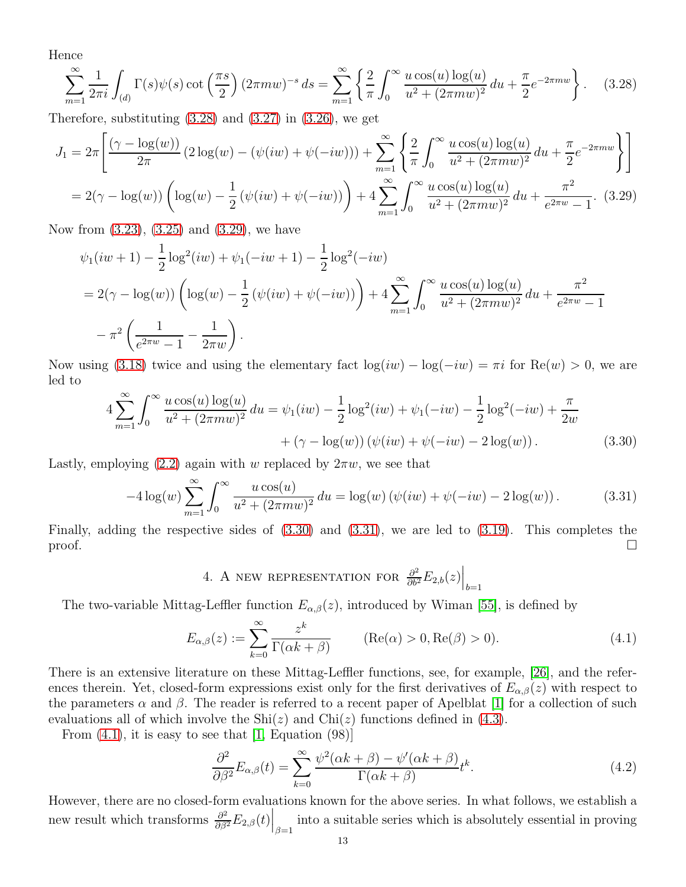Hence

$$\sum_{m=1}^{\infty} \frac{1}{2\pi i} \int_{(d)} \Gamma(s)\psi(s) \cot\left(\frac{\pi s}{2}\right) (2\pi m w)^{-s}\, ds = \sum_{m=1}^{\infty} \left\{ \frac{2}{\pi} \int_0^{\infty} \frac{u \cos(u) \log(u)}{u^2 + (2\pi m w)^2}\, du + \frac{\pi}{2} e^{-2\pi m w} \right\}. \tag{3.28}$$

Therefore, substituting (3.28) and (3.27) in (3.26), we get

$$\begin{aligned} J_1 &= 2\pi \left[ \frac{(\gamma - \log(w))}{2\pi} \left(2\log(w) - (\psi(iw) + \psi(-iw))\right) + \sum_{m=1}^{\infty} \left\{ \frac{2}{\pi} \int_0^{\infty} \frac{u \cos(u) \log(u)}{u^2 + (2\pi m w)^2}\, du + \frac{\pi}{2} e^{-2\pi m w} \right\} \right] \\ &= 2(\gamma - \log(w)) \left( \log(w) - \frac{1}{2}\left(\psi(iw) + \psi(-iw)\right) \right) + 4 \sum_{m=1}^{\infty} \int_0^{\infty} \frac{u \cos(u) \log(u)}{u^2 + (2\pi m w)^2}\, du + \frac{\pi^2}{e^{2\pi w} - 1}. \end{aligned} \tag{3.29}$$

Now from (3.23), (3.25) and (3.29), we have

$$\begin{aligned} &\psi_1(iw + 1) - \frac{1}{2}\log^2(iw) + \psi_1(-iw + 1) - \frac{1}{2}\log^2(-iw) \\ &= 2(\gamma - \log(w)) \left( \log(w) - \frac{1}{2}\left(\psi(iw) + \psi(-iw)\right) \right) + 4 \sum_{m=1}^{\infty} \int_0^{\infty} \frac{u \cos(u) \log(u)}{u^2 + (2\pi m w)^2}\, du + \frac{\pi^2}{e^{2\pi w} - 1} \\ &\quad - \pi^2 \left( \frac{1}{e^{2\pi w} - 1} - \frac{1}{2\pi w} \right). \end{aligned}$$

Now using (3.18) twice and using the elementary fact $\log(iw) - \log(-iw) = \pi i$ for $\mathrm{Re}(w) > 0$, we are led to

$$\begin{aligned} 4 \sum_{m=1}^{\infty} \int_0^{\infty} \frac{u \cos(u) \log(u)}{u^2 + (2\pi m w)^2}\, du &= \psi_1(iw) - \frac{1}{2}\log^2(iw) + \psi_1(-iw) - \frac{1}{2}\log^2(-iw) + \frac{\pi}{2w} \\ &\quad + (\gamma - \log(w)) \left(\psi(iw) + \psi(-iw) - 2\log(w)\right). \end{aligned} \tag{3.30}$$

Lastly, employing (2.2) again with $w$ replaced by $2\pi w$, we see that

$$-4\log(w) \sum_{m=1}^{\infty} \int_0^{\infty} \frac{u \cos(u)}{u^2 + (2\pi m w)^2}\, du = \log(w) \left(\psi(iw) + \psi(-iw) - 2\log(w)\right). \tag{3.31}$$

Finally, adding the respective sides of (3.30) and (3.31), we are led to (3.19). This completes the proof. $\square$

## 4. A new representation for $\left.\frac{\partial^2}{\partial b^2} E_{2,b}(z)\right|_{b=1}$

The two-variable Mittag-Leffler function $E_{\alpha,\beta}(z)$, introduced by Wiman [55], is defined by

$$E_{\alpha,\beta}(z) := \sum_{k=0}^{\infty} \frac{z^k}{\Gamma(\alpha k + \beta)} \qquad (\mathrm{Re}(\alpha) > 0, \mathrm{Re}(\beta) > 0). \tag{4.1}$$

There is an extensive literature on these Mittag-Leffler functions, see, for example, [26], and the references therein. Yet, closed-form expressions exist only for the first derivatives of $E_{\alpha,\beta}(z)$ with respect to the parameters $\alpha$ and $\beta$. The reader is referred to a recent paper of Apelblat [1] for a collection of such evaluations all of which involve the $\mathrm{Shi}(z)$ and $\mathrm{Chi}(z)$ functions defined in (4.3).

From (4.1), it is easy to see that [1, Equation (98)]

$$\frac{\partial^2}{\partial \beta^2} E_{\alpha,\beta}(t) = \sum_{k=0}^{\infty} \frac{\psi^2(\alpha k + \beta) - \psi'(\alpha k + \beta)}{\Gamma(\alpha k + \beta)} t^k. \tag{4.2}$$

However, there are no closed-form evaluations known for the above series. In what follows, we establish a new result which transforms $\left.\frac{\partial^2}{\partial \beta^2} E_{2,\beta}(t)\right|_{\beta=1}$ into a suitable series which is absolutely essential in proving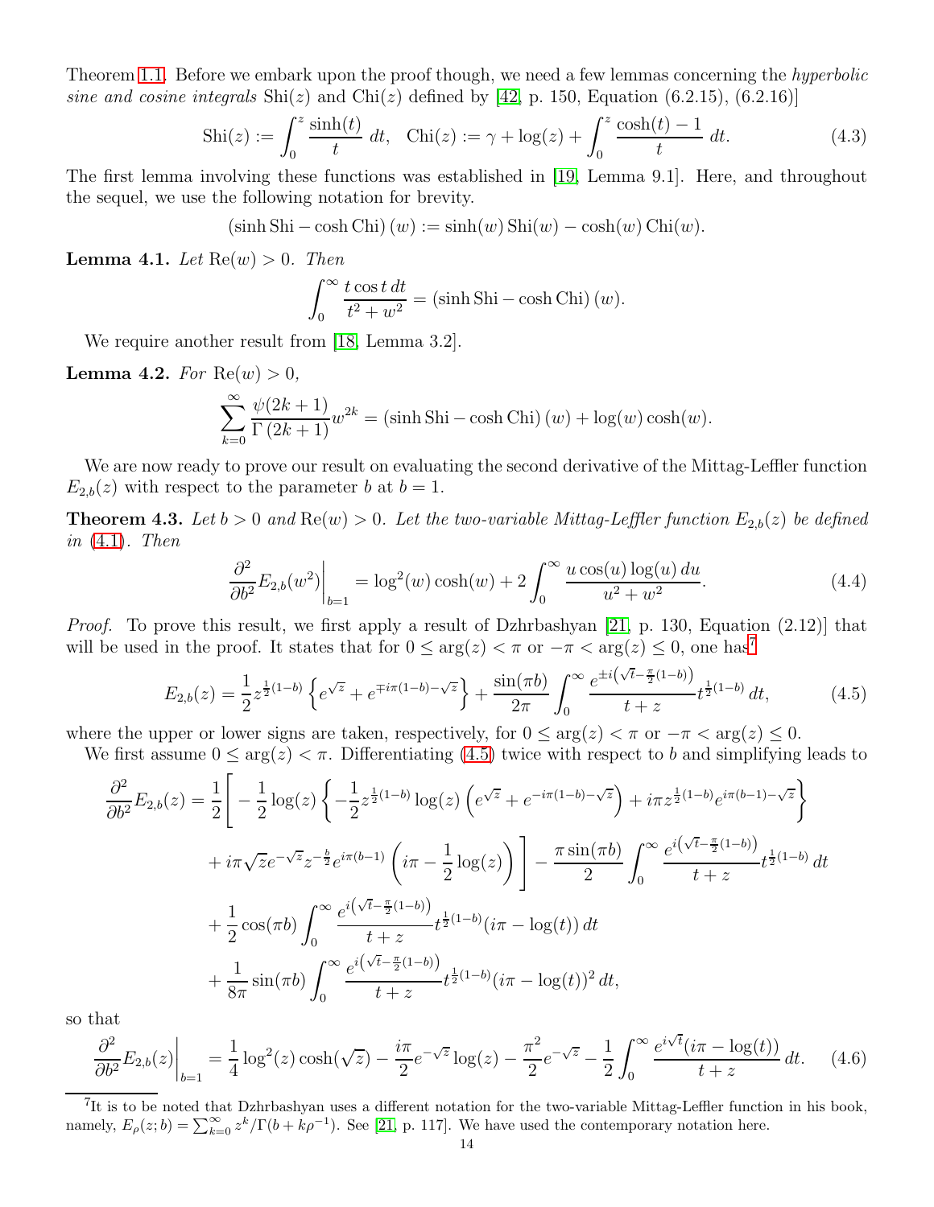Theorem 1.1. Before we embark upon the proof though, we need a few lemmas concerning the *hyperbolic sine and cosine integrals* $\mathrm{Shi}(z)$ and $\mathrm{Chi}(z)$ defined by [42, p. 150, Equation (6.2.15), (6.2.16)]

$$\mathrm{Shi}(z) := \int_0^z \frac{\sinh(t)}{t}\, dt, \quad \mathrm{Chi}(z) := \gamma + \log(z) + \int_0^z \frac{\cosh(t)-1}{t}\, dt. \tag{4.3}$$

The first lemma involving these functions was established in [19, Lemma 9.1]. Here, and throughout the sequel, we use the following notation for brevity.

$$(\sinh \mathrm{Shi} - \cosh \mathrm{Chi})(w) := \sinh(w)\,\mathrm{Shi}(w) - \cosh(w)\,\mathrm{Chi}(w).$$

**Lemma 4.1.** *Let* $\mathrm{Re}(w) > 0$. *Then*

$$\int_0^\infty \frac{t\cos t\, dt}{t^2+w^2} = (\sinh \mathrm{Shi} - \cosh \mathrm{Chi})(w).$$

We require another result from [18, Lemma 3.2].

**Lemma 4.2.** *For* $\mathrm{Re}(w) > 0$,

$$\sum_{k=0}^\infty \frac{\psi(2k+1)}{\Gamma(2k+1)} w^{2k} = (\sinh \mathrm{Shi} - \cosh \mathrm{Chi})(w) + \log(w)\cosh(w).$$

We are now ready to prove our result on evaluating the second derivative of the Mittag-Leffler function $E_{2,b}(z)$ with respect to the parameter $b$ at $b=1$.

**Theorem 4.3.** *Let* $b > 0$ *and* $\mathrm{Re}(w) > 0$. *Let the two-variable Mittag-Leffler function* $E_{2,b}(z)$ *be defined in* (4.1). *Then*

$$\left.\frac{\partial^2}{\partial b^2}E_{2,b}(w^2)\right|_{b=1} = \log^2(w)\cosh(w) + 2\int_0^\infty \frac{u\cos(u)\log(u)\, du}{u^2+w^2}. \tag{4.4}$$

*Proof.* To prove this result, we first apply a result of Dzhrbashyan [21, p. 130, Equation (2.12)] that will be used in the proof. It states that for $0 \le \arg(z) < \pi$ or $-\pi < \arg(z) \le 0$, one has[7]

$$E_{2,b}(z) = \frac{1}{2} z^{\frac{1}{2}(1-b)}\left\{e^{\sqrt{z}} + e^{\mp i\pi(1-b)-\sqrt{z}}\right\} + \frac{\sin(\pi b)}{2\pi}\int_0^\infty \frac{e^{\pm i\left(\sqrt{t}-\frac{\pi}{2}(1-b)\right)}}{t+z} t^{\frac{1}{2}(1-b)}\, dt, \tag{4.5}$$

where the upper or lower signs are taken, respectively, for $0 \le \arg(z) < \pi$ or $-\pi < \arg(z) \le 0$.

We first assume $0 \le \arg(z) < \pi$. Differentiating (4.5) twice with respect to $b$ and simplifying leads to

$$\begin{aligned}
\frac{\partial^2}{\partial b^2}E_{2,b}(z) &= \frac{1}{2}\Bigg[-\frac{1}{2}\log(z)\left\{-\frac{1}{2}z^{\frac{1}{2}(1-b)}\log(z)\left(e^{\sqrt{z}} + e^{-i\pi(1-b)-\sqrt{z}}\right) + i\pi z^{\frac{1}{2}(1-b)}e^{i\pi(b-1)-\sqrt{z}}\right\} \\
&\quad + i\pi\sqrt{z}e^{-\sqrt{z}}z^{-\frac{b}{2}}e^{i\pi(b-1)}\left(i\pi - \frac{1}{2}\log(z)\right)\Bigg] - \frac{\pi\sin(\pi b)}{2}\int_0^\infty \frac{e^{i\left(\sqrt{t}-\frac{\pi}{2}(1-b)\right)}}{t+z}t^{\frac{1}{2}(1-b)}\, dt \\
&\quad + \frac{1}{2}\cos(\pi b)\int_0^\infty \frac{e^{i\left(\sqrt{t}-\frac{\pi}{2}(1-b)\right)}}{t+z}t^{\frac{1}{2}(1-b)}(i\pi - \log(t))\, dt \\
&\quad + \frac{1}{8\pi}\sin(\pi b)\int_0^\infty \frac{e^{i\left(\sqrt{t}-\frac{\pi}{2}(1-b)\right)}}{t+z}t^{\frac{1}{2}(1-b)}(i\pi - \log(t))^2\, dt,
\end{aligned}$$

so that

$$\left.\frac{\partial^2}{\partial b^2}E_{2,b}(z)\right|_{b=1} = \frac{1}{4}\log^2(z)\cosh(\sqrt{z}) - \frac{i\pi}{2}e^{-\sqrt{z}}\log(z) - \frac{\pi^2}{2}e^{-\sqrt{z}} - \frac{1}{2}\int_0^\infty \frac{e^{i\sqrt{t}}(i\pi - \log(t))}{t+z}\, dt. \tag{4.6}$$

---

[7] It is to be noted that Dzhrbashyan uses a different notation for the two-variable Mittag-Leffler function in his book, namely, $E_\rho(z;b) = \sum_{k=0}^\infty z^k/\Gamma(b + k\rho^{-1})$. See [21, p. 117]. We have used the contemporary notation here.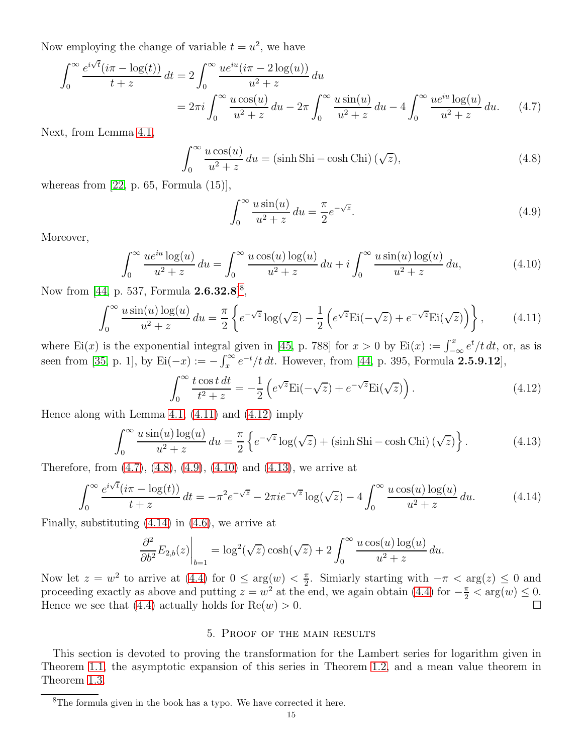Now employing the change of variable $t=u^2$, we have

$$\int_0^\infty \frac{e^{i\sqrt{t}}(i\pi-\log(t))}{t+z}\,dt = 2\int_0^\infty \frac{ue^{iu}(i\pi-2\log(u))}{u^2+z}\,du$$
$$= 2\pi i\int_0^\infty \frac{u\cos(u)}{u^2+z}\,du - 2\pi\int_0^\infty \frac{u\sin(u)}{u^2+z}\,du - 4\int_0^\infty \frac{ue^{iu}\log(u)}{u^2+z}\,du. \tag{4.7}$$

Next, from Lemma 4.1,

$$\int_0^\infty \frac{u\cos(u)}{u^2+z}\,du = \left(\sinh \mathrm{Shi} - \cosh \mathrm{Chi}\right)(\sqrt{z}), \tag{4.8}$$

whereas from [22, p. 65, Formula (15)],

$$\int_0^\infty \frac{u\sin(u)}{u^2+z}\,du = \frac{\pi}{2}e^{-\sqrt{z}}. \tag{4.9}$$

Moreover,

$$\int_0^\infty \frac{ue^{iu}\log(u)}{u^2+z}\,du = \int_0^\infty \frac{u\cos(u)\log(u)}{u^2+z}\,du + i\int_0^\infty \frac{u\sin(u)\log(u)}{u^2+z}\,du, \tag{4.10}$$

Now from [44, p. 537, Formula **2.6.32.8**][8],

$$\int_0^\infty \frac{u\sin(u)\log(u)}{u^2+z}\,du = \frac{\pi}{2}\left\{e^{-\sqrt{z}}\log(\sqrt{z}) - \frac{1}{2}\left(e^{\sqrt{z}}\mathrm{Ei}(-\sqrt{z}) + e^{-\sqrt{z}}\mathrm{Ei}(\sqrt{z})\right)\right\}, \tag{4.11}$$

where $\mathrm{Ei}(x)$ is the exponential integral given in [45, p. 788] for $x>0$ by $\mathrm{Ei}(x) := \int_{-\infty}^x e^t/t\,dt$, or, as is seen from [35, p. 1], by $\mathrm{Ei}(-x) := -\int_x^\infty e^{-t}/t\,dt$. However, from [44, p. 395, Formula **2.5.9.12**],

$$\int_0^\infty \frac{t\cos t\,dt}{t^2+z} = -\frac{1}{2}\left(e^{\sqrt{z}}\mathrm{Ei}(-\sqrt{z}) + e^{-\sqrt{z}}\mathrm{Ei}(\sqrt{z})\right). \tag{4.12}$$

Hence along with Lemma 4.1, (4.11) and (4.12) imply

$$\int_0^\infty \frac{u\sin(u)\log(u)}{u^2+z}\,du = \frac{\pi}{2}\left\{e^{-\sqrt{z}}\log(\sqrt{z}) + \left(\sinh \mathrm{Shi} - \cosh \mathrm{Chi}\right)(\sqrt{z})\right\}. \tag{4.13}$$

Therefore, from (4.7), (4.8), (4.9), (4.10) and (4.13), we arrive at

$$\int_0^\infty \frac{e^{i\sqrt{t}}(i\pi-\log(t))}{t+z}\,dt = -\pi^2e^{-\sqrt{z}} - 2\pi i e^{-\sqrt{z}}\log(\sqrt{z}) - 4\int_0^\infty \frac{u\cos(u)\log(u)}{u^2+z}\,du. \tag{4.14}$$

Finally, substituting (4.14) in (4.6), we arrive at

$$\left.\frac{\partial^2}{\partial b^2}E_{2,b}(z)\right|_{b=1} = \log^2(\sqrt{z})\cosh(\sqrt{z}) + 2\int_0^\infty \frac{u\cos(u)\log(u)}{u^2+z}\,du.$$

Now let $z=w^2$ to arrive at (4.4) for $0\leq \arg(w) < \frac{\pi}{2}$. Simiarly starting with $-\pi<\arg(z)\leq 0$ and proceeding exactly as above and putting $z=w^2$ at the end, we again obtain (4.4) for $-\frac{\pi}{2}<\arg(w)\leq 0$. Hence we see that (4.4) actually holds for $\mathrm{Re}(w)>0$. □

## 5. Proof of the main results

This section is devoted to proving the transformation for the Lambert series for logarithm given in Theorem 1.1, the asymptotic expansion of this series in Theorem 1.2, and a mean value theorem in Theorem 1.3.

[8] The formula given in the book has a typo. We have corrected it here.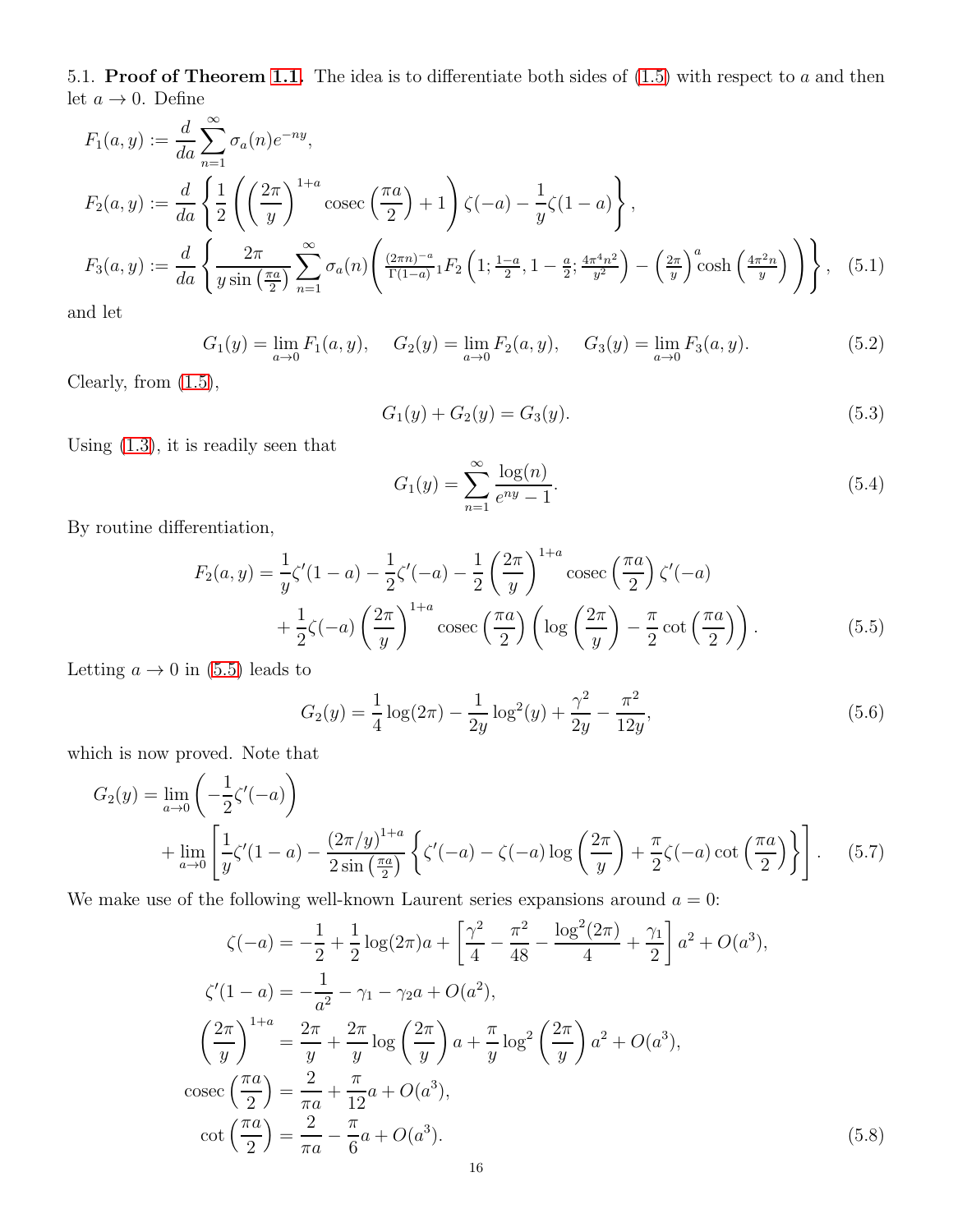5.1. **Proof of Theorem 1.1.** The idea is to differentiate both sides of (1.5) with respect to $a$ and then let $a \to 0$. Define

$$
\begin{aligned}
F_1(a, y) &:= \frac{d}{da} \sum_{n=1}^{\infty} \sigma_a(n) e^{-ny}, \\
F_2(a, y) &:= \frac{d}{da} \left\{ \frac{1}{2} \left( \left( \frac{2\pi}{y} \right)^{1+a} \operatorname{cosec}\left( \frac{\pi a}{2} \right) + 1 \right) \zeta(-a) - \frac{1}{y} \zeta(1-a) \right\}, \\
F_3(a, y) &:= \frac{d}{da} \left\{ \frac{2\pi}{y \sin\left( \frac{\pi a}{2} \right)} \sum_{n=1}^{\infty} \sigma_a(n) \left( \tfrac{(2\pi n)^{-a}}{\Gamma(1-a)} {}_1F_2\left(1; \tfrac{1-a}{2}, 1 - \tfrac{a}{2}; \tfrac{4\pi^4 n^2}{y^2}\right) - \left( \tfrac{2\pi}{y} \right)^a \cosh\left( \tfrac{4\pi^2 n}{y} \right) \right) \right\}, \quad (5.1)
\end{aligned}
$$

and let

$$
G_1(y) = \lim_{a \to 0} F_1(a, y), \quad G_2(y) = \lim_{a \to 0} F_2(a, y), \quad G_3(y) = \lim_{a \to 0} F_3(a, y). \tag{5.2}
$$

Clearly, from (1.5),

$$
G_1(y) + G_2(y) = G_3(y). \tag{5.3}
$$

Using (1.3), it is readily seen that

$$
G_1(y) = \sum_{n=1}^{\infty} \frac{\log(n)}{e^{ny} - 1}. \tag{5.4}
$$

By routine differentiation,

$$
\begin{aligned}
F_2(a, y) = \frac{1}{y} \zeta'(1-a) - \frac{1}{2} \zeta'(-a) - \frac{1}{2} \left( \frac{2\pi}{y} \right)^{1+a} \operatorname{cosec}\left( \frac{\pi a}{2} \right) \zeta'(-a) \\
+ \frac{1}{2} \zeta(-a) \left( \frac{2\pi}{y} \right)^{1+a} \operatorname{cosec}\left( \frac{\pi a}{2} \right) \left( \log\left( \frac{2\pi}{y} \right) - \frac{\pi}{2} \cot\left( \frac{\pi a}{2} \right) \right).
\end{aligned} \tag{5.5}
$$

Letting $a \to 0$ in (5.5) leads to

$$
G_2(y) = \frac{1}{4} \log(2\pi) - \frac{1}{2y} \log^2(y) + \frac{\gamma^2}{2y} - \frac{\pi^2}{12y}, \tag{5.6}
$$

which is now proved. Note that

$$
\begin{aligned}
G_2(y) = \lim_{a \to 0} \left( -\frac{1}{2} \zeta'(-a) \right) \\
+ \lim_{a \to 0} \left[ \frac{1}{y} \zeta'(1-a) - \frac{(2\pi/y)^{1+a}}{2 \sin\left( \frac{\pi a}{2} \right)} \left\{ \zeta'(-a) - \zeta(-a) \log\left( \frac{2\pi}{y} \right) + \frac{\pi}{2} \zeta(-a) \cot\left( \frac{\pi a}{2} \right) \right\} \right].
\end{aligned} \tag{5.7}
$$

We make use of the following well-known Laurent series expansions around $a = 0$:

$$
\begin{aligned}
\zeta(-a) &= -\frac{1}{2} + \frac{1}{2} \log(2\pi) a + \left[ \frac{\gamma^2}{4} - \frac{\pi^2}{48} - \frac{\log^2(2\pi)}{4} + \frac{\gamma_1}{2} \right] a^2 + O(a^3), \\
\zeta'(1-a) &= -\frac{1}{a^2} - \gamma_1 - \gamma_2 a + O(a^2), \\
\left( \frac{2\pi}{y} \right)^{1+a} &= \frac{2\pi}{y} + \frac{2\pi}{y} \log\left( \frac{2\pi}{y} \right) a + \frac{\pi}{y} \log^2\left( \frac{2\pi}{y} \right) a^2 + O(a^3), \\
\operatorname{cosec}\left( \frac{\pi a}{2} \right) &= \frac{2}{\pi a} + \frac{\pi}{12} a + O(a^3), \\
\cot\left( \frac{\pi a}{2} \right) &= \frac{2}{\pi a} - \frac{\pi}{6} a + O(a^3).
\end{aligned} \tag{5.8}
$$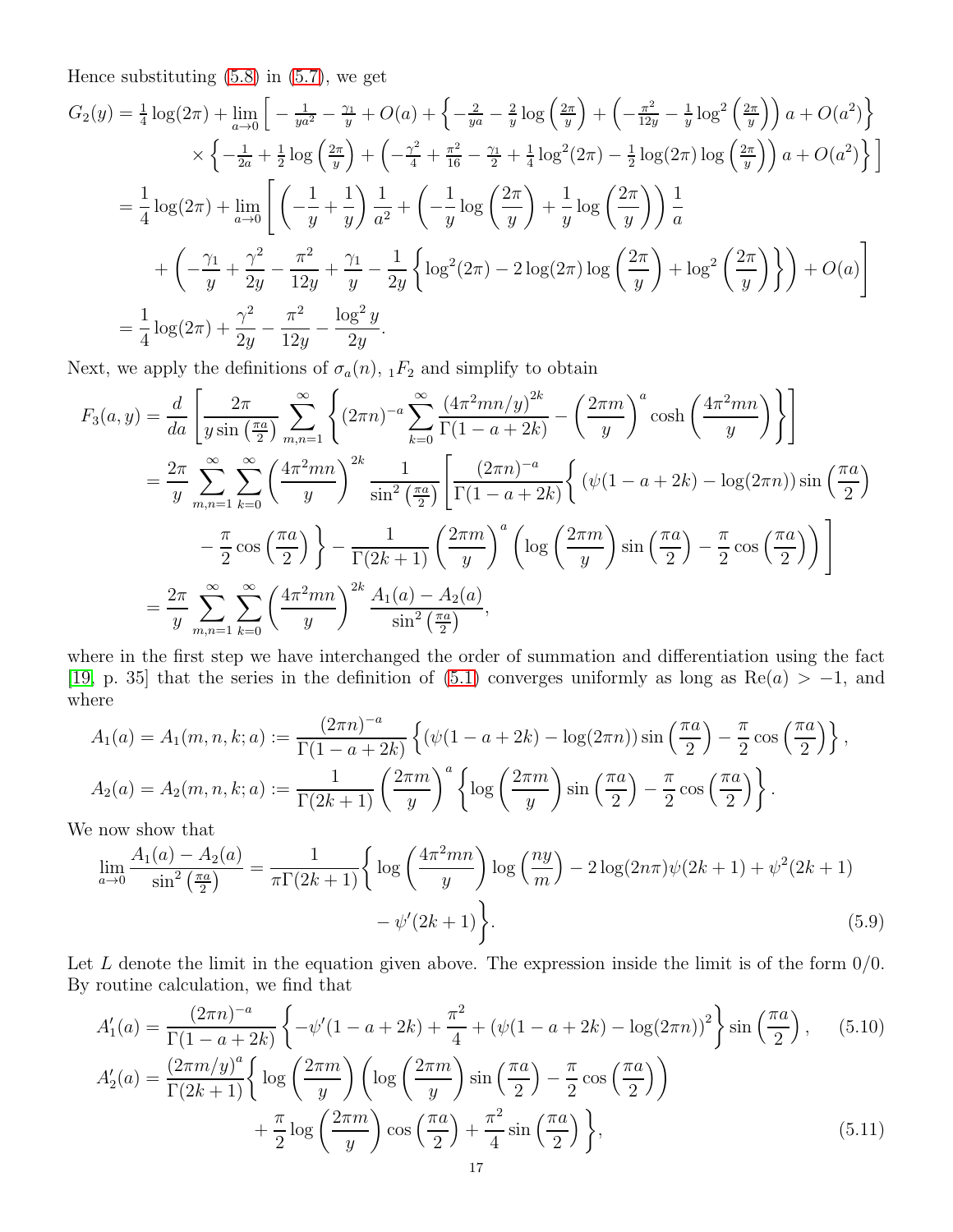Hence substituting (5.8) in (5.7), we get

$$
\begin{aligned}
G_2(y) &= \tfrac{1}{4}\log(2\pi) + \lim_{a\to 0}\Big[ -\tfrac{1}{ya^2} - \tfrac{\gamma_1}{y} + O(a) + \Big\{ -\tfrac{2}{ya} - \tfrac{2}{y}\log\left(\tfrac{2\pi}{y}\right) + \left( -\tfrac{\pi^2}{12y} - \tfrac{1}{y}\log^2\left(\tfrac{2\pi}{y}\right)\right) a + O(a^2) \Big\} \\
&\qquad \times \Big\{ -\tfrac{1}{2a} + \tfrac{1}{2}\log\left(\tfrac{2\pi}{y}\right) + \left( -\tfrac{\gamma^2}{4} + \tfrac{\pi^2}{16} - \tfrac{\gamma_1}{2} + \tfrac{1}{4}\log^2(2\pi) - \tfrac{1}{2}\log(2\pi)\log\left(\tfrac{2\pi}{y}\right)\right) a + O(a^2) \Big\} \Big] \\
&= \frac{1}{4}\log(2\pi) + \lim_{a\to 0}\Bigg[ \left( -\frac{1}{y} + \frac{1}{y}\right)\frac{1}{a^2} + \left( -\frac{1}{y}\log\left(\frac{2\pi}{y}\right) + \frac{1}{y}\log\left(\frac{2\pi}{y}\right)\right)\frac{1}{a} \\
&\qquad + \left( -\frac{\gamma_1}{y} + \frac{\gamma^2}{2y} - \frac{\pi^2}{12y} + \frac{\gamma_1}{y} - \frac{1}{2y}\left\{ \log^2(2\pi) - 2\log(2\pi)\log\left(\frac{2\pi}{y}\right) + \log^2\left(\frac{2\pi}{y}\right)\right\}\right) + O(a) \Bigg] \\
&= \frac{1}{4}\log(2\pi) + \frac{\gamma^2}{2y} - \frac{\pi^2}{12y} - \frac{\log^2 y}{2y}.
\end{aligned}
$$

Next, we apply the definitions of $\sigma_a(n)$, ${}_1F_2$ and simplify to obtain

$$
\begin{aligned}
F_3(a,y) &= \frac{d}{da}\left[ \frac{2\pi}{y\sin\left(\frac{\pi a}{2}\right)} \sum_{m,n=1}^{\infty} \left\{ (2\pi n)^{-a} \sum_{k=0}^{\infty} \frac{\left(4\pi^2 mn/y\right)^{2k}}{\Gamma(1-a+2k)} - \left(\frac{2\pi m}{y}\right)^a \cosh\left(\frac{4\pi^2 mn}{y}\right) \right\} \right] \\
&= \frac{2\pi}{y} \sum_{m,n=1}^{\infty} \sum_{k=0}^{\infty} \left(\frac{4\pi^2 mn}{y}\right)^{2k} \frac{1}{\sin^2\left(\frac{\pi a}{2}\right)} \Bigg[ \frac{(2\pi n)^{-a}}{\Gamma(1-a+2k)} \Big\{ (\psi(1-a+2k) - \log(2\pi n))\sin\left(\frac{\pi a}{2}\right) \\
&\qquad - \frac{\pi}{2}\cos\left(\frac{\pi a}{2}\right) \Big\} - \frac{1}{\Gamma(2k+1)}\left(\frac{2\pi m}{y}\right)^a \left( \log\left(\frac{2\pi m}{y}\right)\sin\left(\frac{\pi a}{2}\right) - \frac{\pi}{2}\cos\left(\frac{\pi a}{2}\right)\right) \Bigg] \\
&= \frac{2\pi}{y} \sum_{m,n=1}^{\infty} \sum_{k=0}^{\infty} \left(\frac{4\pi^2 mn}{y}\right)^{2k} \frac{A_1(a) - A_2(a)}{\sin^2\left(\frac{\pi a}{2}\right)},
\end{aligned}
$$

where in the first step we have interchanged the order of summation and differentiation using the fact [19, p. 35] that the series in the definition of (5.1) converges uniformly as long as $\mathrm{Re}(a) > -1$, and where

$$
\begin{aligned}
A_1(a) = A_1(m,n,k;a) &:= \frac{(2\pi n)^{-a}}{\Gamma(1-a+2k)} \left\{ (\psi(1-a+2k) - \log(2\pi n))\sin\left(\frac{\pi a}{2}\right) - \frac{\pi}{2}\cos\left(\frac{\pi a}{2}\right) \right\}, \\
A_2(a) = A_2(m,n,k;a) &:= \frac{1}{\Gamma(2k+1)} \left(\frac{2\pi m}{y}\right)^a \left\{ \log\left(\frac{2\pi m}{y}\right)\sin\left(\frac{\pi a}{2}\right) - \frac{\pi}{2}\cos\left(\frac{\pi a}{2}\right) \right\}.
\end{aligned}
$$

We now show that

$$
\begin{aligned}
\lim_{a\to 0} \frac{A_1(a) - A_2(a)}{\sin^2\left(\frac{\pi a}{2}\right)} = \frac{1}{\pi\Gamma(2k+1)} \Bigg\{ &\log\left(\frac{4\pi^2 mn}{y}\right)\log\left(\frac{ny}{m}\right) - 2\log(2n\pi)\psi(2k+1) + \psi^2(2k+1) \\
&- \psi'(2k+1) \Bigg\}. \qquad (5.9)
\end{aligned}
$$

Let $L$ denote the limit in the equation given above. The expression inside the limit is of the form 0/0. By routine calculation, we find that

$$
A_1'(a) = \frac{(2\pi n)^{-a}}{\Gamma(1-a+2k)} \left\{ -\psi'(1-a+2k) + \frac{\pi^2}{4} + \left(\psi(1-a+2k) - \log(2\pi n)\right)^2 \right\} \sin\left(\frac{\pi a}{2}\right), \qquad (5.10)
$$

$$
\begin{aligned}
A_2'(a) = \frac{(2\pi m/y)^a}{\Gamma(2k+1)} \Bigg\{ &\log\left(\frac{2\pi m}{y}\right)\left( \log\left(\frac{2\pi m}{y}\right)\sin\left(\frac{\pi a}{2}\right) - \frac{\pi}{2}\cos\left(\frac{\pi a}{2}\right)\right) \\
&+ \frac{\pi}{2}\log\left(\frac{2\pi m}{y}\right)\cos\left(\frac{\pi a}{2}\right) + \frac{\pi^2}{4}\sin\left(\frac{\pi a}{2}\right) \Bigg\}, \qquad (5.11)
\end{aligned}
$$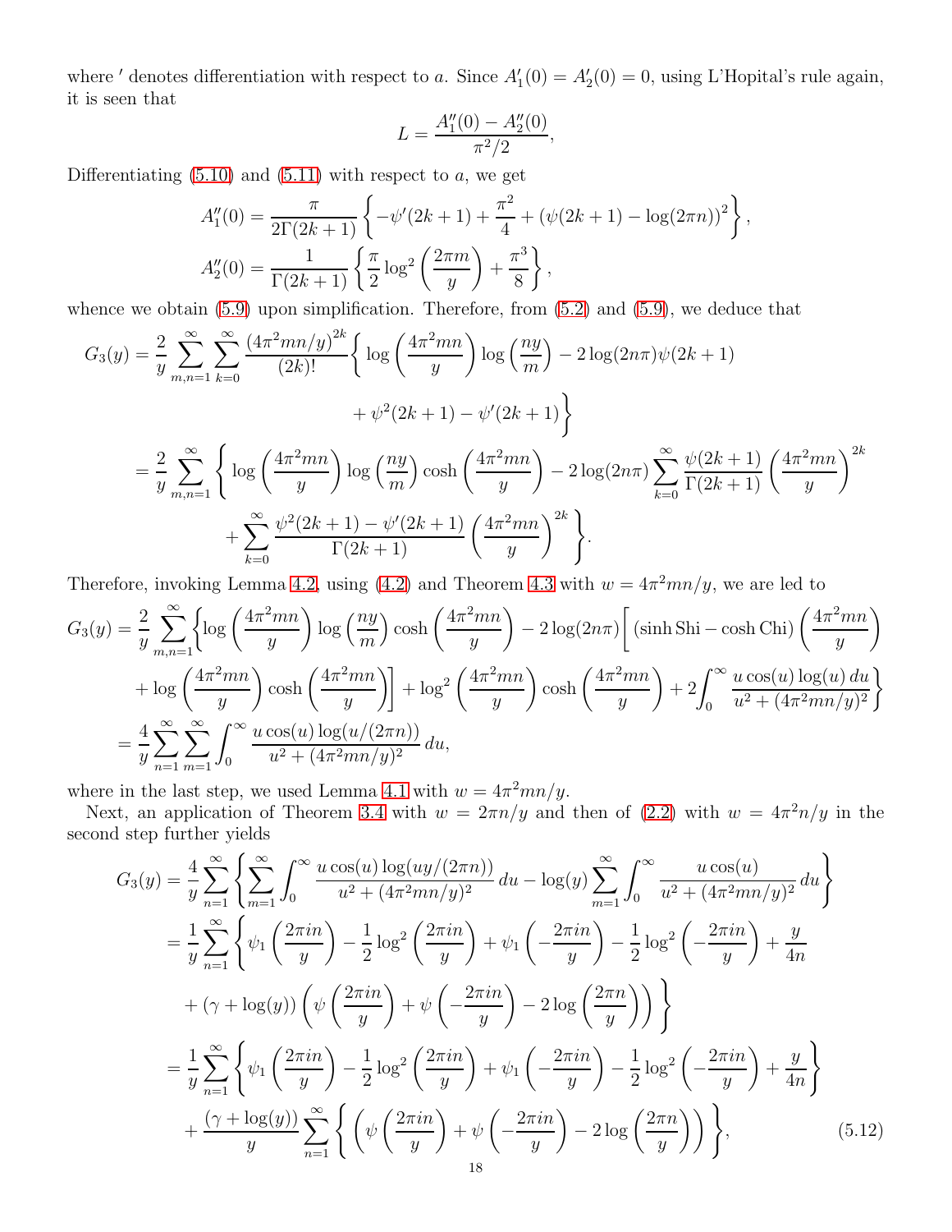where $'$ denotes differentiation with respect to $a$. Since $A_1'(0) = A_2'(0) = 0$, using L'Hopital's rule again, it is seen that

$$L = \frac{A_1''(0) - A_2''(0)}{\pi^2/2},$$

Differentiating (5.10) and (5.11) with respect to $a$, we get

$$A_1''(0) = \frac{\pi}{2\Gamma(2k+1)}\left\{-\psi'(2k+1) + \frac{\pi^2}{4} + (\psi(2k+1) - \log(2\pi n))^2\right\},$$
$$A_2''(0) = \frac{1}{\Gamma(2k+1)}\left\{\frac{\pi}{2}\log^2\left(\frac{2\pi m}{y}\right) + \frac{\pi^3}{8}\right\},$$

whence we obtain (5.9) upon simplification. Therefore, from (5.2) and (5.9), we deduce that

$$\begin{aligned}
G_3(y) &= \frac{2}{y}\sum_{m,n=1}^{\infty}\sum_{k=0}^{\infty}\frac{\left(4\pi^2 mn/y\right)^{2k}}{(2k)!}\Bigg\{\log\left(\frac{4\pi^2 mn}{y}\right)\log\left(\frac{ny}{m}\right) - 2\log(2n\pi)\psi(2k+1) \\
&\qquad\qquad + \psi^2(2k+1) - \psi'(2k+1)\Bigg\} \\
&= \frac{2}{y}\sum_{m,n=1}^{\infty}\Bigg\{\log\left(\frac{4\pi^2 mn}{y}\right)\log\left(\frac{ny}{m}\right)\cosh\left(\frac{4\pi^2 mn}{y}\right) - 2\log(2n\pi)\sum_{k=0}^{\infty}\frac{\psi(2k+1)}{\Gamma(2k+1)}\left(\frac{4\pi^2 mn}{y}\right)^{2k} \\
&\qquad + \sum_{k=0}^{\infty}\frac{\psi^2(2k+1) - \psi'(2k+1)}{\Gamma(2k+1)}\left(\frac{4\pi^2 mn}{y}\right)^{2k}\Bigg\}.
\end{aligned}$$

Therefore, invoking Lemma 4.2, using (4.2) and Theorem 4.3 with $w = 4\pi^2 mn/y$, we are led to

$$\begin{aligned}
G_3(y) &= \frac{2}{y}\sum_{m,n=1}^{\infty}\Bigg\{\log\left(\frac{4\pi^2 mn}{y}\right)\log\left(\frac{ny}{m}\right)\cosh\left(\frac{4\pi^2 mn}{y}\right) - 2\log(2n\pi)\Bigg[(\sinh\mathrm{Shi} - \cosh\mathrm{Chi})\left(\frac{4\pi^2 mn}{y}\right) \\
&\quad + \log\left(\frac{4\pi^2 mn}{y}\right)\cosh\left(\frac{4\pi^2 mn}{y}\right)\Bigg] + \log^2\left(\frac{4\pi^2 mn}{y}\right)\cosh\left(\frac{4\pi^2 mn}{y}\right) + 2\int_0^{\infty}\frac{u\cos(u)\log(u)\,du}{u^2 + (4\pi^2 mn/y)^2}\Bigg\} \\
&= \frac{4}{y}\sum_{n=1}^{\infty}\sum_{m=1}^{\infty}\int_0^{\infty}\frac{u\cos(u)\log(u/(2\pi n))}{u^2 + (4\pi^2 mn/y)^2}\,du,
\end{aligned}$$

where in the last step, we used Lemma 4.1 with $w = 4\pi^2 mn/y$.

Next, an application of Theorem 3.4 with $w = 2\pi n/y$ and then of (2.2) with $w = 4\pi^2 n/y$ in the second step further yields

$$\begin{aligned}
G_3(y) &= \frac{4}{y}\sum_{n=1}^{\infty}\left\{\sum_{m=1}^{\infty}\int_0^{\infty}\frac{u\cos(u)\log(uy/(2\pi n))}{u^2 + (4\pi^2 mn/y)^2}\,du - \log(y)\sum_{m=1}^{\infty}\int_0^{\infty}\frac{u\cos(u)}{u^2 + (4\pi^2 mn/y)^2}\,du\right\} \\
&= \frac{1}{y}\sum_{n=1}^{\infty}\Bigg\{\psi_1\left(\frac{2\pi in}{y}\right) - \frac{1}{2}\log^2\left(\frac{2\pi in}{y}\right) + \psi_1\left(-\frac{2\pi in}{y}\right) - \frac{1}{2}\log^2\left(-\frac{2\pi in}{y}\right) + \frac{y}{4n} \\
&\quad + (\gamma + \log(y))\left(\psi\left(\frac{2\pi in}{y}\right) + \psi\left(-\frac{2\pi in}{y}\right) - 2\log\left(\frac{2\pi n}{y}\right)\right)\Bigg\} \\
&= \frac{1}{y}\sum_{n=1}^{\infty}\left\{\psi_1\left(\frac{2\pi in}{y}\right) - \frac{1}{2}\log^2\left(\frac{2\pi in}{y}\right) + \psi_1\left(-\frac{2\pi in}{y}\right) - \frac{1}{2}\log^2\left(-\frac{2\pi in}{y}\right) + \frac{y}{4n}\right\} \\
&\quad + \frac{(\gamma + \log(y))}{y}\sum_{n=1}^{\infty}\left\{\left(\psi\left(\frac{2\pi in}{y}\right) + \psi\left(-\frac{2\pi in}{y}\right) - 2\log\left(\frac{2\pi n}{y}\right)\right)\right\},
\end{aligned}\tag{5.12}$$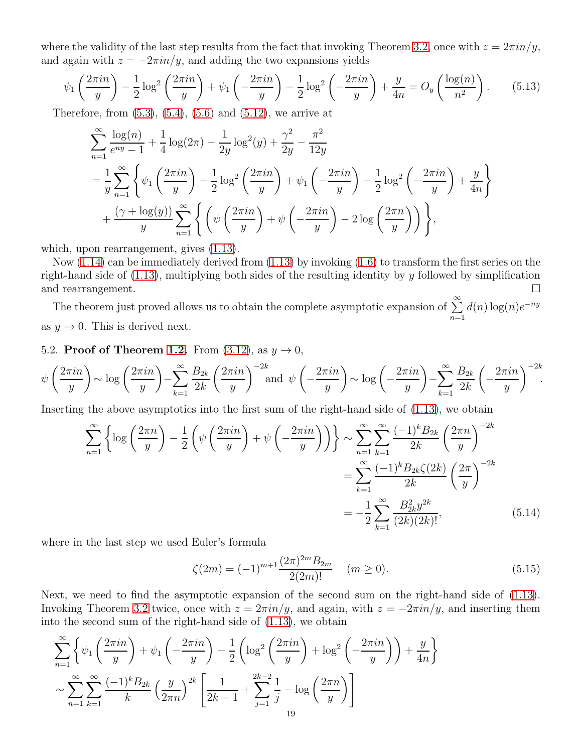where the validity of the last step results from the fact that invoking Theorem 3.2, once with $z = 2\pi in/y$, and again with $z = -2\pi in/y$, and adding the two expansions yields

$$\psi_1\left(\frac{2\pi in}{y}\right) - \frac{1}{2}\log^2\left(\frac{2\pi in}{y}\right) + \psi_1\left(-\frac{2\pi in}{y}\right) - \frac{1}{2}\log^2\left(-\frac{2\pi in}{y}\right) + \frac{y}{4n} = O_y\left(\frac{\log(n)}{n^2}\right). \tag{5.13}$$

Therefore, from (5.3), (5.4), (5.6) and (5.12), we arrive at

$$\begin{aligned}
&\sum_{n=1}^{\infty}\frac{\log(n)}{e^{ny}-1} + \frac{1}{4}\log(2\pi) - \frac{1}{2y}\log^2(y) + \frac{\gamma^2}{2y} - \frac{\pi^2}{12y} \\
&= \frac{1}{y}\sum_{n=1}^{\infty}\left\{\psi_1\left(\frac{2\pi in}{y}\right) - \frac{1}{2}\log^2\left(\frac{2\pi in}{y}\right) + \psi_1\left(-\frac{2\pi in}{y}\right) - \frac{1}{2}\log^2\left(-\frac{2\pi in}{y}\right) + \frac{y}{4n}\right\} \\
&\quad + \frac{(\gamma+\log(y))}{y}\sum_{n=1}^{\infty}\left\{\left(\psi\left(\frac{2\pi in}{y}\right) + \psi\left(-\frac{2\pi in}{y}\right) - 2\log\left(\frac{2\pi n}{y}\right)\right)\right\},
\end{aligned}$$

which, upon rearrangement, gives (1.13).

Now (1.14) can be immediately derived from (1.13) by invoking (1.6) to transform the first series on the right-hand side of (1.13), multiplying both sides of the resulting identity by $y$ followed by simplification and rearrangement. $\square$

The theorem just proved allows us to obtain the complete asymptotic expansion of $\sum\limits_{n=1}^{\infty} d(n)\log(n)e^{-ny}$ as $y \to 0$. This is derived next.

5.2. **Proof of Theorem 1.2.** From (3.12), as $y \to 0$,

$$\psi\left(\frac{2\pi in}{y}\right) \sim \log\left(\frac{2\pi in}{y}\right) - \sum_{k=1}^{\infty}\frac{B_{2k}}{2k}\left(\frac{2\pi in}{y}\right)^{-2k} \text{ and } \psi\left(-\frac{2\pi in}{y}\right) \sim \log\left(-\frac{2\pi in}{y}\right) - \sum_{k=1}^{\infty}\frac{B_{2k}}{2k}\left(-\frac{2\pi in}{y}\right)^{-2k}.$$

Inserting the above asymptotics into the first sum of the right-hand side of (1.13), we obtain

$$\begin{aligned}
\sum_{n=1}^{\infty}\left\{\log\left(\frac{2\pi n}{y}\right) - \frac{1}{2}\left(\psi\left(\frac{2\pi in}{y}\right) + \psi\left(-\frac{2\pi in}{y}\right)\right)\right\} &\sim \sum_{n=1}^{\infty}\sum_{k=1}^{\infty}\frac{(-1)^k B_{2k}}{2k}\left(\frac{2\pi n}{y}\right)^{-2k} \\
&= \sum_{k=1}^{\infty}\frac{(-1)^k B_{2k}\zeta(2k)}{2k}\left(\frac{2\pi}{y}\right)^{-2k} \\
&= -\frac{1}{2}\sum_{k=1}^{\infty}\frac{B_{2k}^2 y^{2k}}{(2k)(2k)!},
\end{aligned} \tag{5.14}$$

where in the last step we used Euler's formula

$$\zeta(2m) = (-1)^{m+1}\frac{(2\pi)^{2m}B_{2m}}{2(2m)!} \quad (m \geq 0). \tag{5.15}$$

Next, we need to find the asymptotic expansion of the second sum on the right-hand side of (1.13). Invoking Theorem 3.2 twice, once with $z = 2\pi in/y$, and again, with $z = -2\pi in/y$, and inserting them into the second sum of the right-hand side of (1.13), we obtain

$$\begin{aligned}
&\sum_{n=1}^{\infty}\left\{\psi_1\left(\frac{2\pi in}{y}\right) + \psi_1\left(-\frac{2\pi in}{y}\right) - \frac{1}{2}\left(\log^2\left(\frac{2\pi in}{y}\right) + \log^2\left(-\frac{2\pi in}{y}\right)\right) + \frac{y}{4n}\right\} \\
&\sim \sum_{n=1}^{\infty}\sum_{k=1}^{\infty}\frac{(-1)^k B_{2k}}{k}\left(\frac{y}{2\pi n}\right)^{2k}\left[\frac{1}{2k-1} + \sum_{j=1}^{2k-2}\frac{1}{j} - \log\left(\frac{2\pi n}{y}\right)\right]
\end{aligned}$$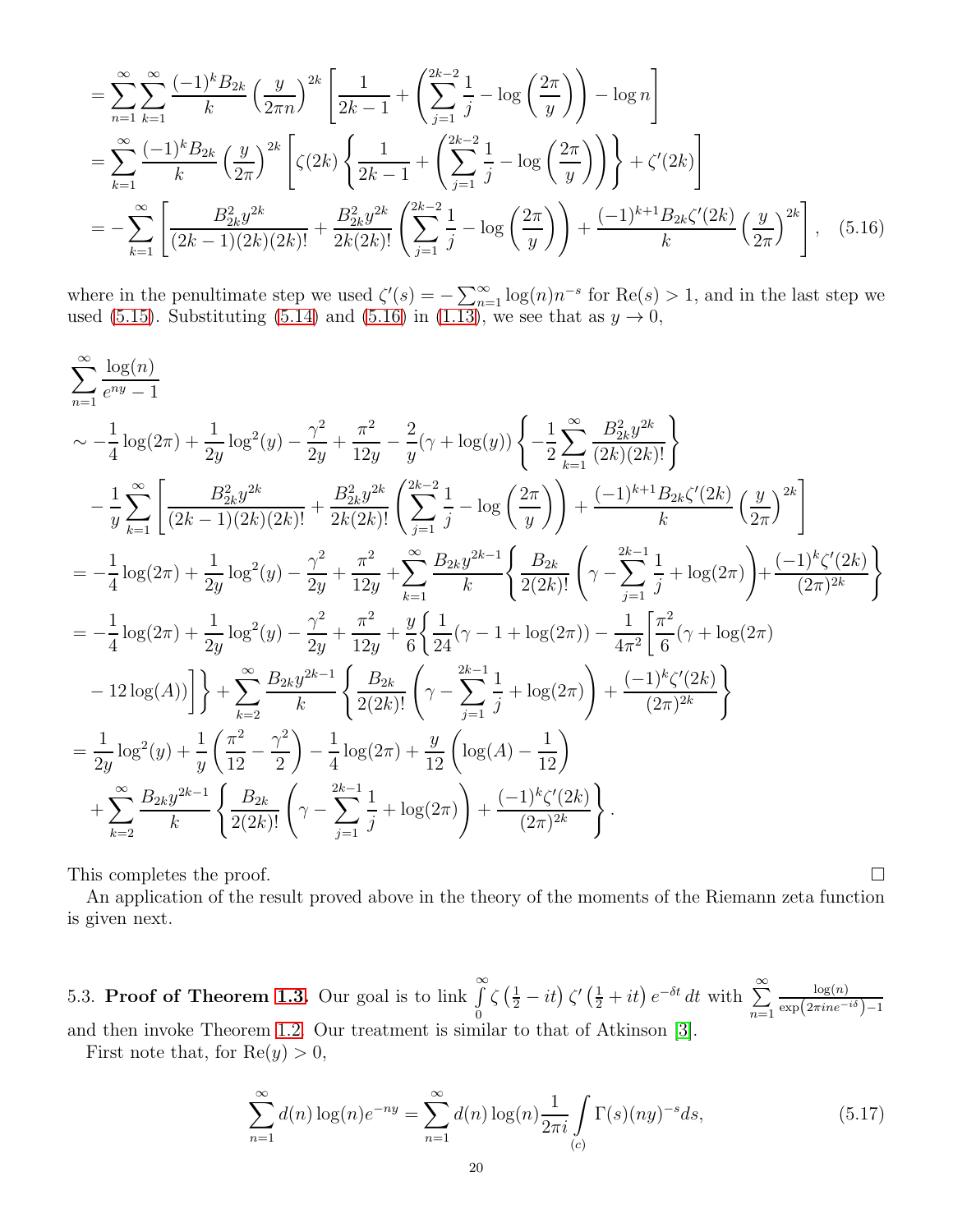$$
\begin{aligned}
&= \sum_{n=1}^{\infty}\sum_{k=1}^{\infty} \frac{(-1)^k B_{2k}}{k}\left(\frac{y}{2\pi n}\right)^{2k}\left[\frac{1}{2k-1}+\left(\sum_{j=1}^{2k-2}\frac{1}{j}-\log\left(\frac{2\pi}{y}\right)\right)-\log n\right]\\
&= \sum_{k=1}^{\infty} \frac{(-1)^k B_{2k}}{k}\left(\frac{y}{2\pi}\right)^{2k}\left[\zeta(2k)\left\{\frac{1}{2k-1}+\left(\sum_{j=1}^{2k-2}\frac{1}{j}-\log\left(\frac{2\pi}{y}\right)\right)\right\}+\zeta'(2k)\right]\\
&= -\sum_{k=1}^{\infty}\left[\frac{B_{2k}^2 y^{2k}}{(2k-1)(2k)(2k)!}+\frac{B_{2k}^2 y^{2k}}{2k(2k)!}\left(\sum_{j=1}^{2k-2}\frac{1}{j}-\log\left(\frac{2\pi}{y}\right)\right)+\frac{(-1)^{k+1}B_{2k}\zeta'(2k)}{k}\left(\frac{y}{2\pi}\right)^{2k}\right], \quad (5.16)
\end{aligned}
$$

where in the penultimate step we used $\zeta'(s) = -\sum_{n=1}^{\infty}\log(n)n^{-s}$ for $\mathrm{Re}(s) > 1$, and in the last step we used (5.15). Substituting (5.14) and (5.16) in (1.13), we see that as $y \to 0$,

$$
\begin{aligned}
&\sum_{n=1}^{\infty}\frac{\log(n)}{e^{ny}-1}\\
&\sim -\frac{1}{4}\log(2\pi)+\frac{1}{2y}\log^2(y)-\frac{\gamma^2}{2y}+\frac{\pi^2}{12y}-\frac{2}{y}(\gamma+\log(y))\left\{-\frac{1}{2}\sum_{k=1}^{\infty}\frac{B_{2k}^2 y^{2k}}{(2k)(2k)!}\right\}\\
&\quad -\frac{1}{y}\sum_{k=1}^{\infty}\left[\frac{B_{2k}^2 y^{2k}}{(2k-1)(2k)(2k)!}+\frac{B_{2k}^2 y^{2k}}{2k(2k)!}\left(\sum_{j=1}^{2k-2}\frac{1}{j}-\log\left(\frac{2\pi}{y}\right)\right)+\frac{(-1)^{k+1}B_{2k}\zeta'(2k)}{k}\left(\frac{y}{2\pi}\right)^{2k}\right]\\
&= -\frac{1}{4}\log(2\pi)+\frac{1}{2y}\log^2(y)-\frac{\gamma^2}{2y}+\frac{\pi^2}{12y}+\sum_{k=1}^{\infty}\frac{B_{2k}y^{2k-1}}{k}\left\{\frac{B_{2k}}{2(2k)!}\left(\gamma-\sum_{j=1}^{2k-1}\frac{1}{j}+\log(2\pi)\right)+\frac{(-1)^k\zeta'(2k)}{(2\pi)^{2k}}\right\}\\
&= -\frac{1}{4}\log(2\pi)+\frac{1}{2y}\log^2(y)-\frac{\gamma^2}{2y}+\frac{\pi^2}{12y}+\frac{y}{6}\left\{\frac{1}{24}(\gamma-1+\log(2\pi))-\frac{1}{4\pi^2}\left[\frac{\pi^2}{6}(\gamma+\log(2\pi)\right.\right.\\
&\quad \left.\left.-12\log(A))\right]\right\}+\sum_{k=2}^{\infty}\frac{B_{2k}y^{2k-1}}{k}\left\{\frac{B_{2k}}{2(2k)!}\left(\gamma-\sum_{j=1}^{2k-1}\frac{1}{j}+\log(2\pi)\right)+\frac{(-1)^k\zeta'(2k)}{(2\pi)^{2k}}\right\}\\
&= \frac{1}{2y}\log^2(y)+\frac{1}{y}\left(\frac{\pi^2}{12}-\frac{\gamma^2}{2}\right)-\frac{1}{4}\log(2\pi)+\frac{y}{12}\left(\log(A)-\frac{1}{12}\right)\\
&\quad +\sum_{k=2}^{\infty}\frac{B_{2k}y^{2k-1}}{k}\left\{\frac{B_{2k}}{2(2k)!}\left(\gamma-\sum_{j=1}^{2k-1}\frac{1}{j}+\log(2\pi)\right)+\frac{(-1)^k\zeta'(2k)}{(2\pi)^{2k}}\right\}.
\end{aligned}
$$

This completes the proof. □

An application of the result proved above in the theory of the moments of the Riemann zeta function is given next.

5.3. **Proof of Theorem 1.3.** Our goal is to link $\int_0^{\infty}\zeta\left(\frac{1}{2}-it\right)\zeta'\left(\frac{1}{2}+it\right)e^{-\delta t}\,dt$ with $\sum_{n=1}^{\infty}\frac{\log(n)}{\exp\left(2\pi i n e^{-i\delta}\right)-1}$ and then invoke Theorem 1.2. Our treatment is similar to that of Atkinson [3].

First note that, for $\mathrm{Re}(y) > 0$,

$$
\sum_{n=1}^{\infty}d(n)\log(n)e^{-ny} = \sum_{n=1}^{\infty}d(n)\log(n)\frac{1}{2\pi i}\int_{(c)}\Gamma(s)(ny)^{-s}ds, \quad (5.17)
$$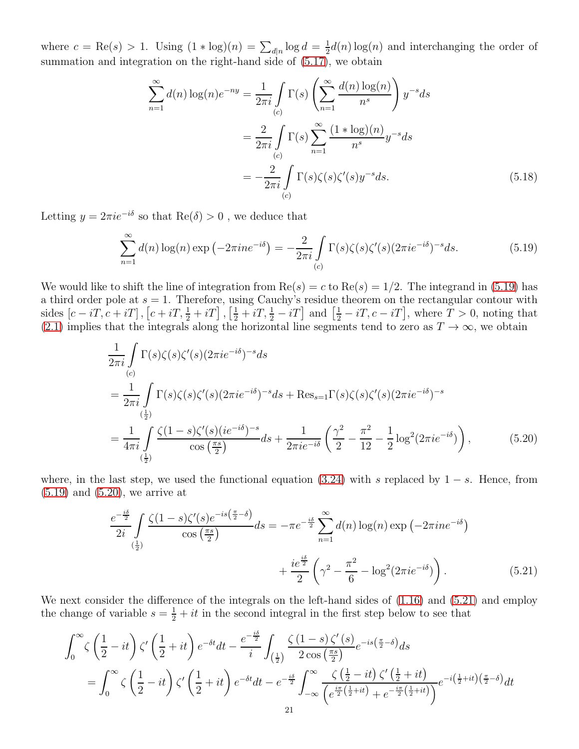where $c = \mathrm{Re}(s) > 1$. Using $(1 * \log)(n) = \sum_{d|n} \log d = \frac{1}{2} d(n) \log(n)$ and interchanging the order of summation and integration on the right-hand side of (5.17), we obtain

$$\begin{aligned}
\sum_{n=1}^{\infty} d(n) \log(n) e^{-ny} &= \frac{1}{2\pi i} \int\limits_{(c)} \Gamma(s) \left( \sum_{n=1}^{\infty} \frac{d(n)\log(n)}{n^s} \right) y^{-s} ds \\
&= \frac{2}{2\pi i} \int\limits_{(c)} \Gamma(s) \sum_{n=1}^{\infty} \frac{(1 * \log)(n)}{n^s} y^{-s} ds \\
&= -\frac{2}{2\pi i} \int\limits_{(c)} \Gamma(s) \zeta(s) \zeta'(s) y^{-s} ds. \qquad (5.18)
\end{aligned}$$

Letting $y = 2\pi i e^{-i\delta}$ so that $\mathrm{Re}(\delta) > 0$ , we deduce that

$$\sum_{n=1}^{\infty} d(n) \log(n) \exp\left(-2\pi i n e^{-i\delta}\right) = -\frac{2}{2\pi i} \int\limits_{(c)} \Gamma(s) \zeta(s) \zeta'(s) (2\pi i e^{-i\delta})^{-s} ds. \qquad (5.19)$$

We would like to shift the line of integration from $\mathrm{Re}(s) = c$ to $\mathrm{Re}(s) = 1/2$. The integrand in (5.19) has a third order pole at $s = 1$. Therefore, using Cauchy's residue theorem on the rectangular contour with sides $[c - iT, c + iT]$, $\left[c + iT, \frac{1}{2} + iT\right]$, $\left[\frac{1}{2} + iT, \frac{1}{2} - iT\right]$ and $\left[\frac{1}{2} - iT, c - iT\right]$, where $T > 0$, noting that (2.1) implies that the integrals along the horizontal line segments tend to zero as $T \to \infty$, we obtain

$$\begin{aligned}
&\frac{1}{2\pi i} \int\limits_{(c)} \Gamma(s) \zeta(s) \zeta'(s) (2\pi i e^{-i\delta})^{-s} ds \\
&= \frac{1}{2\pi i} \int\limits_{(\frac{1}{2})} \Gamma(s) \zeta(s) \zeta'(s) (2\pi i e^{-i\delta})^{-s} ds + \mathrm{Res}_{s=1} \Gamma(s) \zeta(s) \zeta'(s) (2\pi i e^{-i\delta})^{-s} \\
&= \frac{1}{4\pi i} \int\limits_{(\frac{1}{2})} \frac{\zeta(1-s) \zeta'(s) (i e^{-i\delta})^{-s}}{\cos\left(\frac{\pi s}{2}\right)} ds + \frac{1}{2\pi i e^{-i\delta}} \left( \frac{\gamma^2}{2} - \frac{\pi^2}{12} - \frac{1}{2} \log^2(2\pi i e^{-i\delta}) \right), \qquad (5.20)
\end{aligned}$$

where, in the last step, we used the functional equation (3.24) with $s$ replaced by $1 - s$. Hence, from (5.19) and (5.20), we arrive at

$$\begin{aligned}
\frac{e^{-\frac{i\delta}{2}}}{2i} \int\limits_{(\frac{1}{2})} \frac{\zeta(1-s) \zeta'(s) e^{-is\left(\frac{\pi}{2} - \delta\right)}}{\cos\left(\frac{\pi s}{2}\right)} ds = -\pi e^{-\frac{i\delta}{2}} \sum_{n=1}^{\infty} d(n) \log(n) \exp\left(-2\pi i n e^{-i\delta}\right) \\
+ \frac{i e^{\frac{i\delta}{2}}}{2} \left( \gamma^2 - \frac{\pi^2}{6} - \log^2(2\pi i e^{-i\delta}) \right). \qquad (5.21)
\end{aligned}$$

We next consider the difference of the integrals on the left-hand sides of (1.16) and (5.21) and employ the change of variable $s = \frac{1}{2} + it$ in the second integral in the first step below to see that

$$\begin{aligned}
&\int_0^{\infty} \zeta\left(\frac{1}{2} - it\right) \zeta'\left(\frac{1}{2} + it\right) e^{-\delta t} dt - \frac{e^{-\frac{i\delta}{2}}}{i} \int_{(\frac{1}{2})} \frac{\zeta(1-s) \zeta'(s)}{2\cos\left(\frac{\pi s}{2}\right)} e^{-is\left(\frac{\pi}{2} - \delta\right)} ds \\
&= \int_0^{\infty} \zeta\left(\frac{1}{2} - it\right) \zeta'\left(\frac{1}{2} + it\right) e^{-\delta t} dt - e^{-\frac{i\delta}{2}} \int_{-\infty}^{\infty} \frac{\zeta\left(\frac{1}{2} - it\right) \zeta'\left(\frac{1}{2} + it\right)}{\left(e^{\frac{i\pi}{2}\left(\frac{1}{2} + it\right)} + e^{-\frac{i\pi}{2}\left(\frac{1}{2} + it\right)}\right)} e^{-i\left(\frac{1}{2} + it\right)\left(\frac{\pi}{2} - \delta\right)} dt
\end{aligned}$$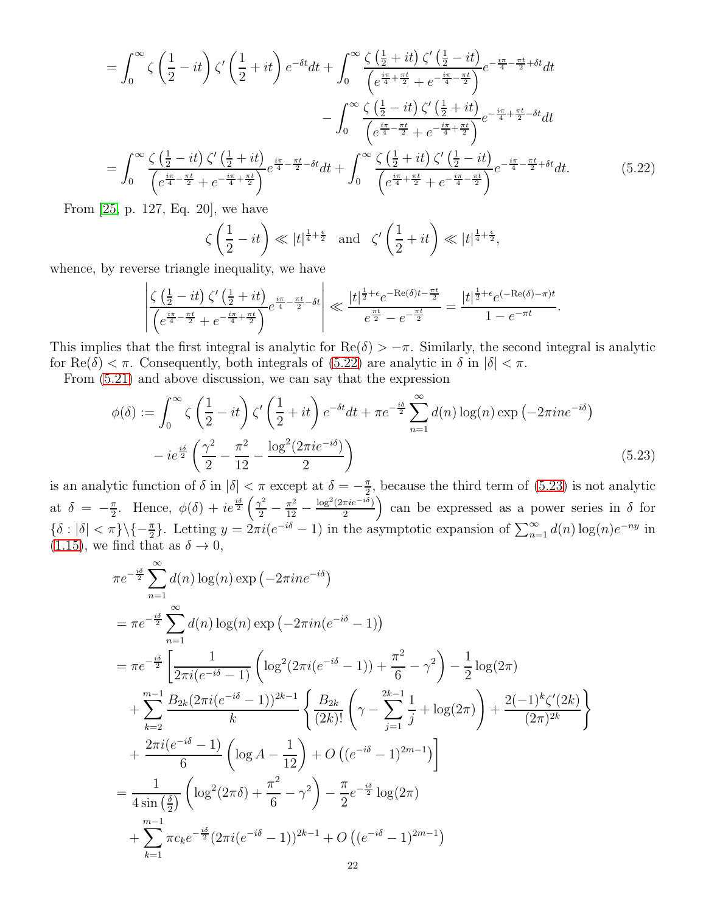$$
\begin{aligned}
&= \int_0^\infty \zeta\left(\frac{1}{2}-it\right)\zeta'\left(\frac{1}{2}+it\right)e^{-\delta t}dt + \int_0^\infty \frac{\zeta\left(\frac{1}{2}+it\right)\zeta'\left(\frac{1}{2}-it\right)}{\left(e^{\frac{i\pi}{4}+\frac{\pi t}{2}}+e^{-\frac{i\pi}{4}-\frac{\pi t}{2}}\right)}e^{-\frac{i\pi}{4}-\frac{\pi t}{2}+\delta t}dt \\
&\qquad\qquad - \int_0^\infty \frac{\zeta\left(\frac{1}{2}-it\right)\zeta'\left(\frac{1}{2}+it\right)}{\left(e^{\frac{i\pi}{4}-\frac{\pi t}{2}}+e^{-\frac{i\pi}{4}+\frac{\pi t}{2}}\right)}e^{-\frac{i\pi}{4}+\frac{\pi t}{2}-\delta t}dt \\
&= \int_0^\infty \frac{\zeta\left(\frac{1}{2}-it\right)\zeta'\left(\frac{1}{2}+it\right)}{\left(e^{\frac{i\pi}{4}-\frac{\pi t}{2}}+e^{-\frac{i\pi}{4}+\frac{\pi t}{2}}\right)}e^{\frac{i\pi}{4}-\frac{\pi t}{2}-\delta t}dt + \int_0^\infty \frac{\zeta\left(\frac{1}{2}+it\right)\zeta'\left(\frac{1}{2}-it\right)}{\left(e^{\frac{i\pi}{4}+\frac{\pi t}{2}}+e^{-\frac{i\pi}{4}-\frac{\pi t}{2}}\right)}e^{-\frac{i\pi}{4}-\frac{\pi t}{2}+\delta t}dt. \qquad (5.22)
\end{aligned}
$$

From [25, p. 127, Eq. 20], we have

$$
\zeta\left(\frac{1}{2}-it\right) \ll |t|^{\frac{1}{4}+\frac{\epsilon}{2}} \quad \text{and} \quad \zeta'\left(\frac{1}{2}+it\right) \ll |t|^{\frac{1}{4}+\frac{\epsilon}{2}},
$$

whence, by reverse triangle inequality, we have

$$
\left|\frac{\zeta\left(\frac{1}{2}-it\right)\zeta'\left(\frac{1}{2}+it\right)}{\left(e^{\frac{i\pi}{4}-\frac{\pi t}{2}}+e^{-\frac{i\pi}{4}+\frac{\pi t}{2}}\right)}e^{\frac{i\pi}{4}-\frac{\pi t}{2}-\delta t}\right| \ll \frac{|t|^{\frac{1}{2}+\epsilon}e^{-\mathrm{Re}(\delta)t-\frac{\pi t}{2}}}{e^{\frac{\pi t}{2}}-e^{-\frac{\pi t}{2}}} = \frac{|t|^{\frac{1}{2}+\epsilon}e^{(-\mathrm{Re}(\delta)-\pi)t}}{1-e^{-\pi t}}.
$$

This implies that the first integral is analytic for $\mathrm{Re}(\delta) > -\pi$. Similarly, the second integral is analytic for $\mathrm{Re}(\delta) < \pi$. Consequently, both integrals of (5.22) are analytic in $\delta$ in $|\delta| < \pi$.

From (5.21) and above discussion, we can say that the expression

$$
\begin{aligned}
\phi(\delta) := &\int_0^\infty \zeta\left(\frac{1}{2}-it\right)\zeta'\left(\frac{1}{2}+it\right)e^{-\delta t}dt + \pi e^{-\frac{i\delta}{2}}\sum_{n=1}^\infty d(n)\log(n)\exp\left(-2\pi i n e^{-i\delta}\right) \\
&- ie^{\frac{i\delta}{2}}\left(\frac{\gamma^2}{2}-\frac{\pi^2}{12}-\frac{\log^2(2\pi i e^{-i\delta})}{2}\right) \qquad (5.23)
\end{aligned}
$$

is an analytic function of $\delta$ in $|\delta| < \pi$ except at $\delta = -\frac{\pi}{2}$, because the third term of (5.23) is not analytic at $\delta = -\frac{\pi}{2}$. Hence, $\phi(\delta) + ie^{\frac{i\delta}{2}}\left(\frac{\gamma^2}{2}-\frac{\pi^2}{12}-\frac{\log^2(2\pi i e^{-i\delta})}{2}\right)$ can be expressed as a power series in $\delta$ for $\{\delta : |\delta| < \pi\}\backslash\{-\frac{\pi}{2}\}$. Letting $y = 2\pi i(e^{-i\delta}-1)$ in the asymptotic expansion of $\sum_{n=1}^\infty d(n)\log(n)e^{-ny}$ in (1.15), we find that as $\delta \to 0$,

$$
\begin{aligned}
&\pi e^{-\frac{i\delta}{2}}\sum_{n=1}^\infty d(n)\log(n)\exp\left(-2\pi i n e^{-i\delta}\right) \\
&= \pi e^{-\frac{i\delta}{2}}\sum_{n=1}^\infty d(n)\log(n)\exp\left(-2\pi i n(e^{-i\delta}-1)\right) \\
&= \pi e^{-\frac{i\delta}{2}}\Bigg[\frac{1}{2\pi i(e^{-i\delta}-1)}\left(\log^2(2\pi i(e^{-i\delta}-1))+\frac{\pi^2}{6}-\gamma^2\right)-\frac{1}{2}\log(2\pi) \\
&\quad + \sum_{k=2}^{m-1}\frac{B_{2k}(2\pi i(e^{-i\delta}-1))^{2k-1}}{k}\left\{\frac{B_{2k}}{(2k)!}\left(\gamma-\sum_{j=1}^{2k-1}\frac{1}{j}+\log(2\pi)\right)+\frac{2(-1)^k\zeta'(2k)}{(2\pi)^{2k}}\right\} \\
&\quad + \frac{2\pi i(e^{-i\delta}-1)}{6}\left(\log A-\frac{1}{12}\right)+O\left((e^{-i\delta}-1)^{2m-1}\right)\Bigg] \\
&= \frac{1}{4\sin\left(\frac{\delta}{2}\right)}\left(\log^2(2\pi\delta)+\frac{\pi^2}{6}-\gamma^2\right)-\frac{\pi}{2}e^{-\frac{i\delta}{2}}\log(2\pi) \\
&\quad + \sum_{k=1}^{m-1}\pi c_k e^{-\frac{i\delta}{2}}(2\pi i(e^{-i\delta}-1))^{2k-1}+O\left((e^{-i\delta}-1)^{2m-1}\right)
\end{aligned}
$$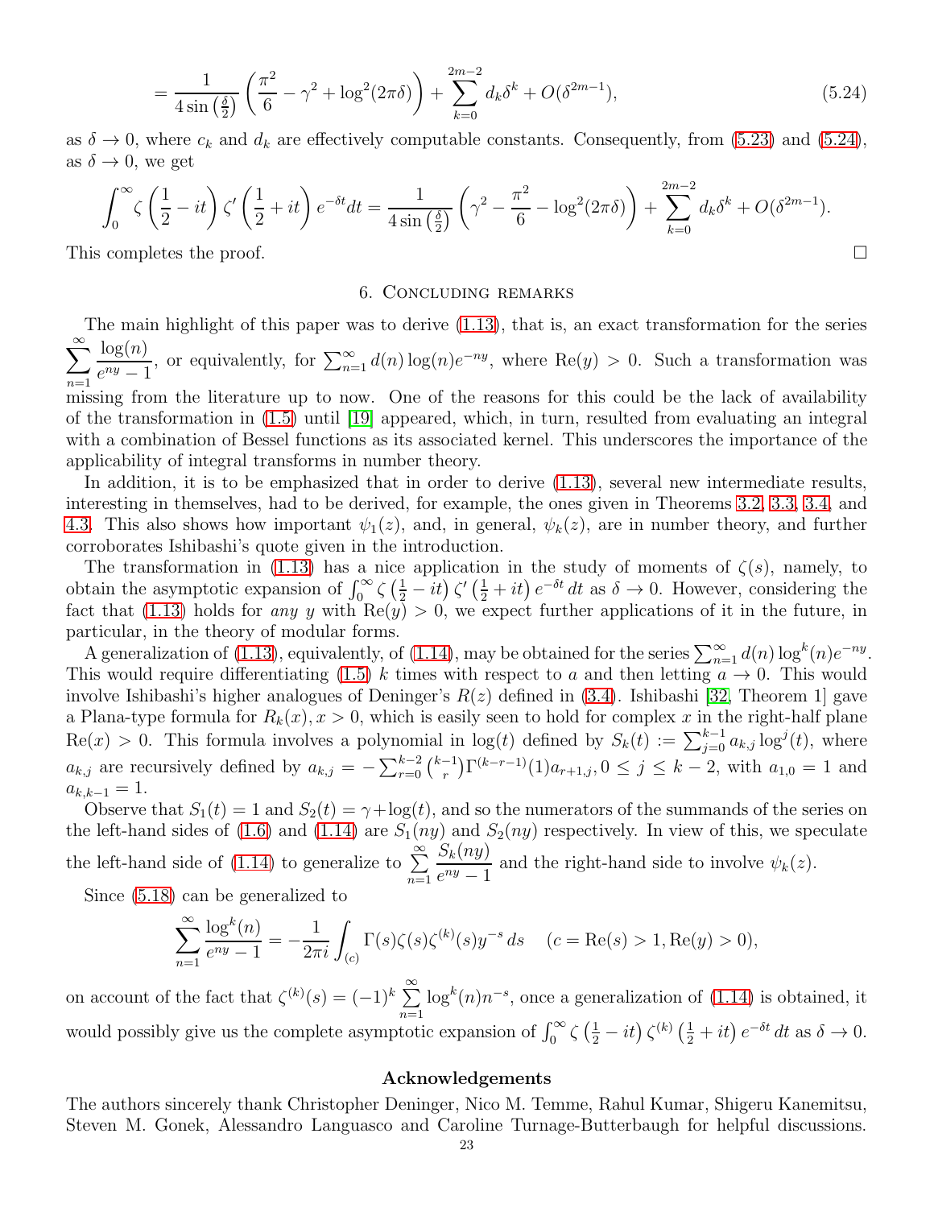$$= \frac{1}{4\sin\left(\frac{\delta}{2}\right)}\left(\frac{\pi^2}{6} - \gamma^2 + \log^2(2\pi\delta)\right) + \sum_{k=0}^{2m-2} d_k\delta^k + O(\delta^{2m-1}), \tag{5.24}$$

as $\delta \to 0$, where $c_k$ and $d_k$ are effectively computable constants. Consequently, from (5.23) and (5.24), as $\delta \to 0$, we get

$$\int_0^\infty \zeta\left(\frac{1}{2} - it\right)\zeta'\left(\frac{1}{2} + it\right)e^{-\delta t}dt = \frac{1}{4\sin\left(\frac{\delta}{2}\right)}\left(\gamma^2 - \frac{\pi^2}{6} - \log^2(2\pi\delta)\right) + \sum_{k=0}^{2m-2} d_k\delta^k + O(\delta^{2m-1}).$$

This completes the proof. $\square$

## 6. Concluding remarks

The main highlight of this paper was to derive (1.13), that is, an exact transformation for the series $\displaystyle\sum_{n=1}^{\infty}\frac{\log(n)}{e^{ny}-1}$, or equivalently, for $\sum_{n=1}^{\infty} d(n)\log(n)e^{-ny}$, where $\mathrm{Re}(y) > 0$. Such a transformation was missing from the literature up to now. One of the reasons for this could be the lack of availability of the transformation in (1.5) until [19] appeared, which, in turn, resulted from evaluating an integral with a combination of Bessel functions as its associated kernel. This underscores the importance of the applicability of integral transforms in number theory.

In addition, it is to be emphasized that in order to derive (1.13), several new intermediate results, interesting in themselves, had to be derived, for example, the ones given in Theorems 3.2, 3.3, 3.4, and 4.3. This also shows how important $\psi_1(z)$, and, in general, $\psi_k(z)$, are in number theory, and further corroborates Ishibashi's quote given in the introduction.

The transformation in (1.13) has a nice application in the study of moments of $\zeta(s)$, namely, to obtain the asymptotic expansion of $\int_0^\infty \zeta\left(\frac{1}{2} - it\right)\zeta'\left(\frac{1}{2} + it\right)e^{-\delta t}\,dt$ as $\delta \to 0$. However, considering the fact that (1.13) holds for *any* $y$ with $\mathrm{Re}(y) > 0$, we expect further applications of it in the future, in particular, in the theory of modular forms.

A generalization of (1.13), equivalently, of (1.14), may be obtained for the series $\sum_{n=1}^{\infty} d(n)\log^k(n)e^{-ny}$. This would require differentiating (1.5) $k$ times with respect to $a$ and then letting $a \to 0$. This would involve Ishibashi's higher analogues of Deninger's $R(z)$ defined in (3.4). Ishibashi [32, Theorem 1] gave a Plana-type formula for $R_k(x), x > 0$, which is easily seen to hold for complex $x$ in the right-half plane $\mathrm{Re}(x) > 0$. This formula involves a polynomial in $\log(t)$ defined by $S_k(t) := \sum_{j=0}^{k-1} a_{k,j}\log^j(t)$, where $a_{k,j}$ are recursively defined by $a_{k,j} = -\sum_{r=0}^{k-2}\binom{k-1}{r}\Gamma^{(k-r-1)}(1)a_{r+1,j}, 0 \le j \le k-2$, with $a_{1,0} = 1$ and $a_{k,k-1} = 1$.

Observe that $S_1(t) = 1$ and $S_2(t) = \gamma + \log(t)$, and so the numerators of the summands of the series on the left-hand sides of (1.6) and (1.14) are $S_1(ny)$ and $S_2(ny)$ respectively. In view of this, we speculate the left-hand side of (1.14) to generalize to $\displaystyle\sum_{n=1}^{\infty}\frac{S_k(ny)}{e^{ny}-1}$ and the right-hand side to involve $\psi_k(z)$.

Since (5.18) can be generalized to

$$\sum_{n=1}^{\infty}\frac{\log^k(n)}{e^{ny}-1} = -\frac{1}{2\pi i}\int_{(c)}\Gamma(s)\zeta(s)\zeta^{(k)}(s)y^{-s}\,ds \quad (c = \mathrm{Re}(s) > 1, \mathrm{Re}(y) > 0),$$

on account of the fact that $\zeta^{(k)}(s) = (-1)^k\displaystyle\sum_{n=1}^{\infty}\log^k(n)n^{-s}$, once a generalization of (1.14) is obtained, it would possibly give us the complete asymptotic expansion of $\int_0^\infty \zeta\left(\frac{1}{2} - it\right)\zeta^{(k)}\left(\frac{1}{2} + it\right)e^{-\delta t}\,dt$ as $\delta \to 0$.

### Acknowledgements

The authors sincerely thank Christopher Deninger, Nico M. Temme, Rahul Kumar, Shigeru Kanemitsu, Steven M. Gonek, Alessandro Languasco and Caroline Turnage-Butterbaugh for helpful discussions.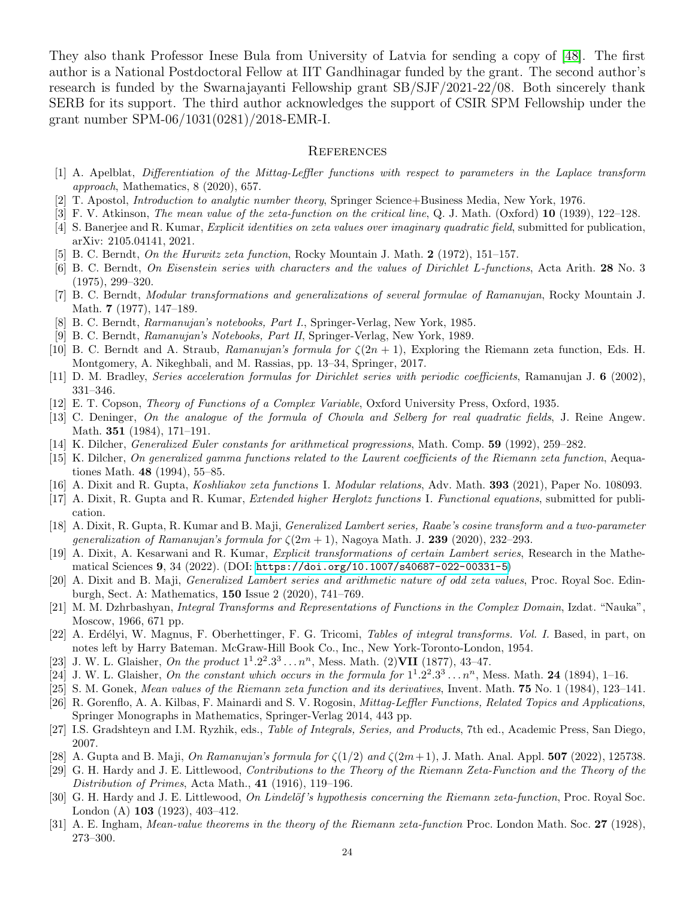They also thank Professor Inese Bula from University of Latvia for sending a copy of [48]. The first author is a National Postdoctoral Fellow at IIT Gandhinagar funded by the grant. The second author's research is funded by the Swarnajayanti Fellowship grant SB/SJF/2021-22/08. Both sincerely thank SERB for its support. The third author acknowledges the support of CSIR SPM Fellowship under the grant number SPM-06/1031(0281)/2018-EMR-I.

## References

[1] A. Apelblat, *Differentiation of the Mittag-Leffler functions with respect to parameters in the Laplace transform approach*, Mathematics, 8 (2020), 657.

[2] T. Apostol, *Introduction to analytic number theory*, Springer Science+Business Media, New York, 1976.

[3] F. V. Atkinson, *The mean value of the zeta-function on the critical line*, Q. J. Math. (Oxford) **10** (1939), 122–128.

[4] S. Banerjee and R. Kumar, *Explicit identities on zeta values over imaginary quadratic field*, submitted for publication, arXiv: 2105.04141, 2021.

[5] B. C. Berndt, *On the Hurwitz zeta function*, Rocky Mountain J. Math. **2** (1972), 151–157.

[6] B. C. Berndt, *On Eisenstein series with characters and the values of Dirichlet L-functions*, Acta Arith. **28** No. 3 (1975), 299–320.

[7] B. C. Berndt, *Modular transformations and generalizations of several formulae of Ramanujan*, Rocky Mountain J. Math. **7** (1977), 147–189.

[8] B. C. Berndt, *Rarmanujan's notebooks, Part I.*, Springer-Verlag, New York, 1985.

[9] B. C. Berndt, *Ramanujan's Notebooks, Part II*, Springer-Verlag, New York, 1989.

[10] B. C. Berndt and A. Straub, *Ramanujan's formula for* $\zeta(2n+1)$, Exploring the Riemann zeta function, Eds. H. Montgomery, A. Nikeghbali, and M. Rassias, pp. 13–34, Springer, 2017.

[11] D. M. Bradley, *Series acceleration formulas for Dirichlet series with periodic coefficients*, Ramanujan J. **6** (2002), 331–346.

[12] E. T. Copson, *Theory of Functions of a Complex Variable*, Oxford University Press, Oxford, 1935.

[13] C. Deninger, *On the analogue of the formula of Chowla and Selberg for real quadratic fields*, J. Reine Angew. Math. **351** (1984), 171–191.

[14] K. Dilcher, *Generalized Euler constants for arithmetical progressions*, Math. Comp. **59** (1992), 259–282.

[15] K. Dilcher, *On generalized gamma functions related to the Laurent coefficients of the Riemann zeta function*, Aequationes Math. **48** (1994), 55–85.

[16] A. Dixit and R. Gupta, *Koshliakov zeta functions* I. *Modular relations*, Adv. Math. **393** (2021), Paper No. 108093.

[17] A. Dixit, R. Gupta and R. Kumar, *Extended higher Herglotz functions* I. *Functional equations*, submitted for publication.

[18] A. Dixit, R. Gupta, R. Kumar and B. Maji, *Generalized Lambert series, Raabe's cosine transform and a two-parameter generalization of Ramanujan's formula for* $\zeta(2m+1)$, Nagoya Math. J. **239** (2020), 232–293.

[19] A. Dixit, A. Kesarwani and R. Kumar, *Explicit transformations of certain Lambert series*, Research in the Mathematical Sciences **9**, 34 (2022). (DOI: https://doi.org/10.1007/s40687-022-00331-5)

[20] A. Dixit and B. Maji, *Generalized Lambert series and arithmetic nature of odd zeta values*, Proc. Royal Soc. Edinburgh, Sect. A: Mathematics, **150** Issue 2 (2020), 741–769.

[21] M. M. Dzhrbashyan, *Integral Transforms and Representations of Functions in the Complex Domain*, Izdat. "Nauka", Moscow, 1966, 671 pp.

[22] A. Erdélyi, W. Magnus, F. Oberhettinger, F. G. Tricomi, *Tables of integral transforms. Vol. I.* Based, in part, on notes left by Harry Bateman. McGraw-Hill Book Co., Inc., New York-Toronto-London, 1954.

[23] J. W. L. Glaisher, *On the product* $1^1.2^2.3^3\dots n^n$, Mess. Math. (2)**VII** (1877), 43–47.

[24] J. W. L. Glaisher, *On the constant which occurs in the formula for* $1^1.2^2.3^3\dots n^n$, Mess. Math. **24** (1894), 1–16.

[25] S. M. Gonek, *Mean values of the Riemann zeta function and its derivatives*, Invent. Math. **75** No. 1 (1984), 123–141.

[26] R. Gorenflo, A. A. Kilbas, F. Mainardi and S. V. Rogosin, *Mittag-Leffler Functions, Related Topics and Applications*, Springer Monographs in Mathematics, Springer-Verlag 2014, 443 pp.

[27] I.S. Gradshteyn and I.M. Ryzhik, eds., *Table of Integrals, Series, and Products*, 7th ed., Academic Press, San Diego, 2007.

[28] A. Gupta and B. Maji, *On Ramanujan's formula for* $\zeta(1/2)$ *and* $\zeta(2m+1)$, J. Math. Anal. Appl. **507** (2022), 125738.

[29] G. H. Hardy and J. E. Littlewood, *Contributions to the Theory of the Riemann Zeta-Function and the Theory of the Distribution of Primes*, Acta Math., **41** (1916), 119–196.

[30] G. H. Hardy and J. E. Littlewood, *On Lindelöf's hypothesis concerning the Riemann zeta-function*, Proc. Royal Soc. London (A) **103** (1923), 403–412.

[31] A. E. Ingham, *Mean-value theorems in the theory of the Riemann zeta-function* Proc. London Math. Soc. **27** (1928), 273–300.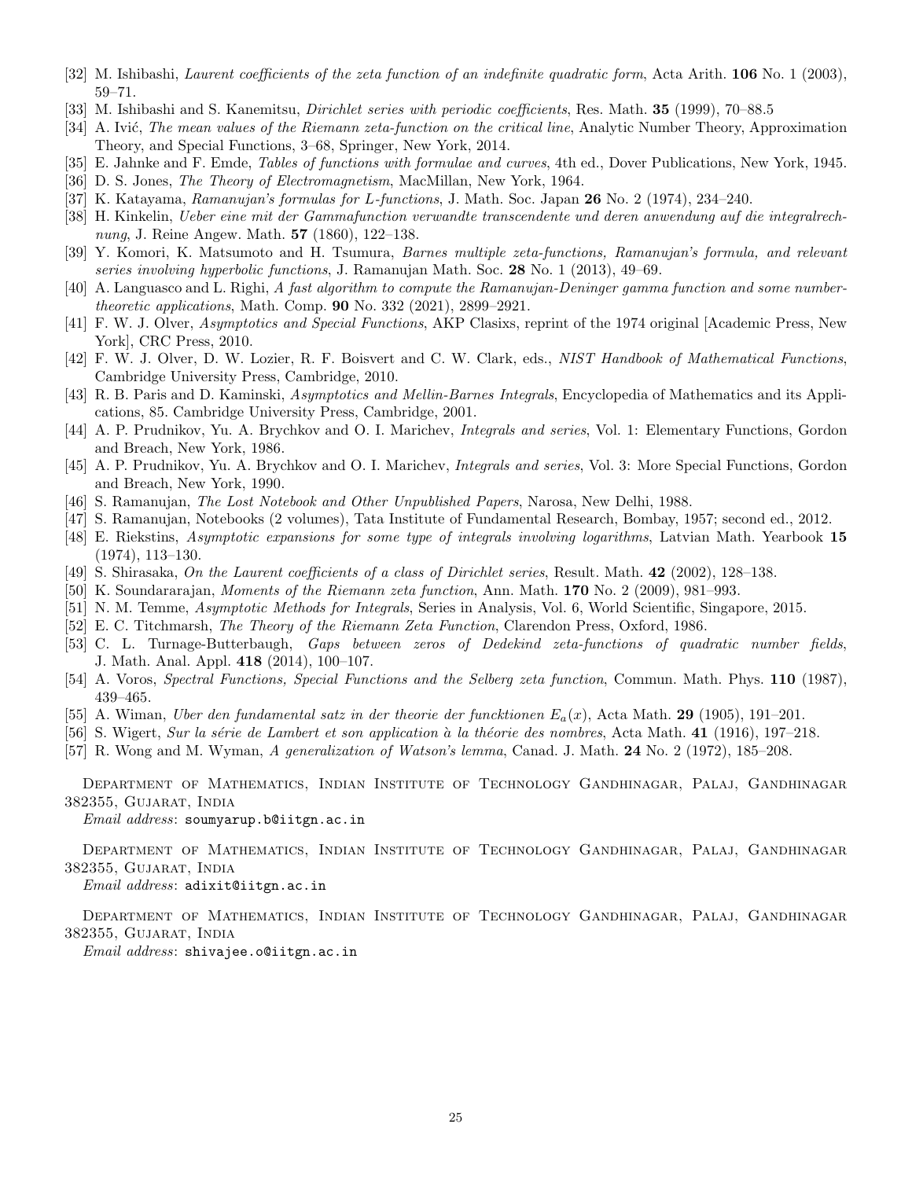[32] M. Ishibashi, *Laurent coefficients of the zeta function of an indefinite quadratic form*, Acta Arith. **106** No. 1 (2003), 59–71.

[33] M. Ishibashi and S. Kanemitsu, *Dirichlet series with periodic coefficients*, Res. Math. **35** (1999), 70–88.5

[34] A. Ivić, *The mean values of the Riemann zeta-function on the critical line*, Analytic Number Theory, Approximation Theory, and Special Functions, 3–68, Springer, New York, 2014.

[35] E. Jahnke and F. Emde, *Tables of functions with formulae and curves*, 4th ed., Dover Publications, New York, 1945.

[36] D. S. Jones, *The Theory of Electromagnetism*, MacMillan, New York, 1964.

[37] K. Katayama, *Ramanujan's formulas for L-functions*, J. Math. Soc. Japan **26** No. 2 (1974), 234–240.

[38] H. Kinkelin, *Ueber eine mit der Gammafunction verwandte transcendente und deren anwendung auf die integralrechnung*, J. Reine Angew. Math. **57** (1860), 122–138.

[39] Y. Komori, K. Matsumoto and H. Tsumura, *Barnes multiple zeta-functions, Ramanujan's formula, and relevant series involving hyperbolic functions*, J. Ramanujan Math. Soc. **28** No. 1 (2013), 49–69.

[40] A. Languasco and L. Righi, *A fast algorithm to compute the Ramanujan-Deninger gamma function and some number-theoretic applications*, Math. Comp. **90** No. 332 (2021), 2899–2921.

[41] F. W. J. Olver, *Asymptotics and Special Functions*, AKP Clasixs, reprint of the 1974 original [Academic Press, New York], CRC Press, 2010.

[42] F. W. J. Olver, D. W. Lozier, R. F. Boisvert and C. W. Clark, eds., *NIST Handbook of Mathematical Functions*, Cambridge University Press, Cambridge, 2010.

[43] R. B. Paris and D. Kaminski, *Asymptotics and Mellin-Barnes Integrals*, Encyclopedia of Mathematics and its Applications, 85. Cambridge University Press, Cambridge, 2001.

[44] A. P. Prudnikov, Yu. A. Brychkov and O. I. Marichev, *Integrals and series*, Vol. 1: Elementary Functions, Gordon and Breach, New York, 1986.

[45] A. P. Prudnikov, Yu. A. Brychkov and O. I. Marichev, *Integrals and series*, Vol. 3: More Special Functions, Gordon and Breach, New York, 1990.

[46] S. Ramanujan, *The Lost Notebook and Other Unpublished Papers*, Narosa, New Delhi, 1988.

[47] S. Ramanujan, Notebooks (2 volumes), Tata Institute of Fundamental Research, Bombay, 1957; second ed., 2012.

[48] E. Riekstins, *Asymptotic expansions for some type of integrals involving logarithms*, Latvian Math. Yearbook **15** (1974), 113–130.

[49] S. Shirasaka, *On the Laurent coefficients of a class of Dirichlet series*, Result. Math. **42** (2002), 128–138.

[50] K. Soundararajan, *Moments of the Riemann zeta function*, Ann. Math. **170** No. 2 (2009), 981–993.

[51] N. M. Temme, *Asymptotic Methods for Integrals*, Series in Analysis, Vol. 6, World Scientific, Singapore, 2015.

[52] E. C. Titchmarsh, *The Theory of the Riemann Zeta Function*, Clarendon Press, Oxford, 1986.

[53] C. L. Turnage-Butterbaugh, *Gaps between zeros of Dedekind zeta-functions of quadratic number fields*, J. Math. Anal. Appl. **418** (2014), 100–107.

[54] A. Voros, *Spectral Functions, Special Functions and the Selberg zeta function*, Commun. Math. Phys. **110** (1987), 439–465.

[55] A. Wiman, *Uber den fundamental satz in der theorie der funcktionen $E_a(x)$*, Acta Math. **29** (1905), 191–201.

[56] S. Wigert, *Sur la série de Lambert et son application à la théorie des nombres*, Acta Math. **41** (1916), 197–218.

[57] R. Wong and M. Wyman, *A generalization of Watson's lemma*, Canad. J. Math. **24** No. 2 (1972), 185–208.

Department of Mathematics, Indian Institute of Technology Gandhinagar, Palaj, Gandhinagar 382355, Gujarat, India

*Email address*: soumyarup.b@iitgn.ac.in

Department of Mathematics, Indian Institute of Technology Gandhinagar, Palaj, Gandhinagar 382355, Gujarat, India

*Email address*: adixit@iitgn.ac.in

Department of Mathematics, Indian Institute of Technology Gandhinagar, Palaj, Gandhinagar 382355, Gujarat, India

*Email address*: shivajee.o@iitgn.ac.in